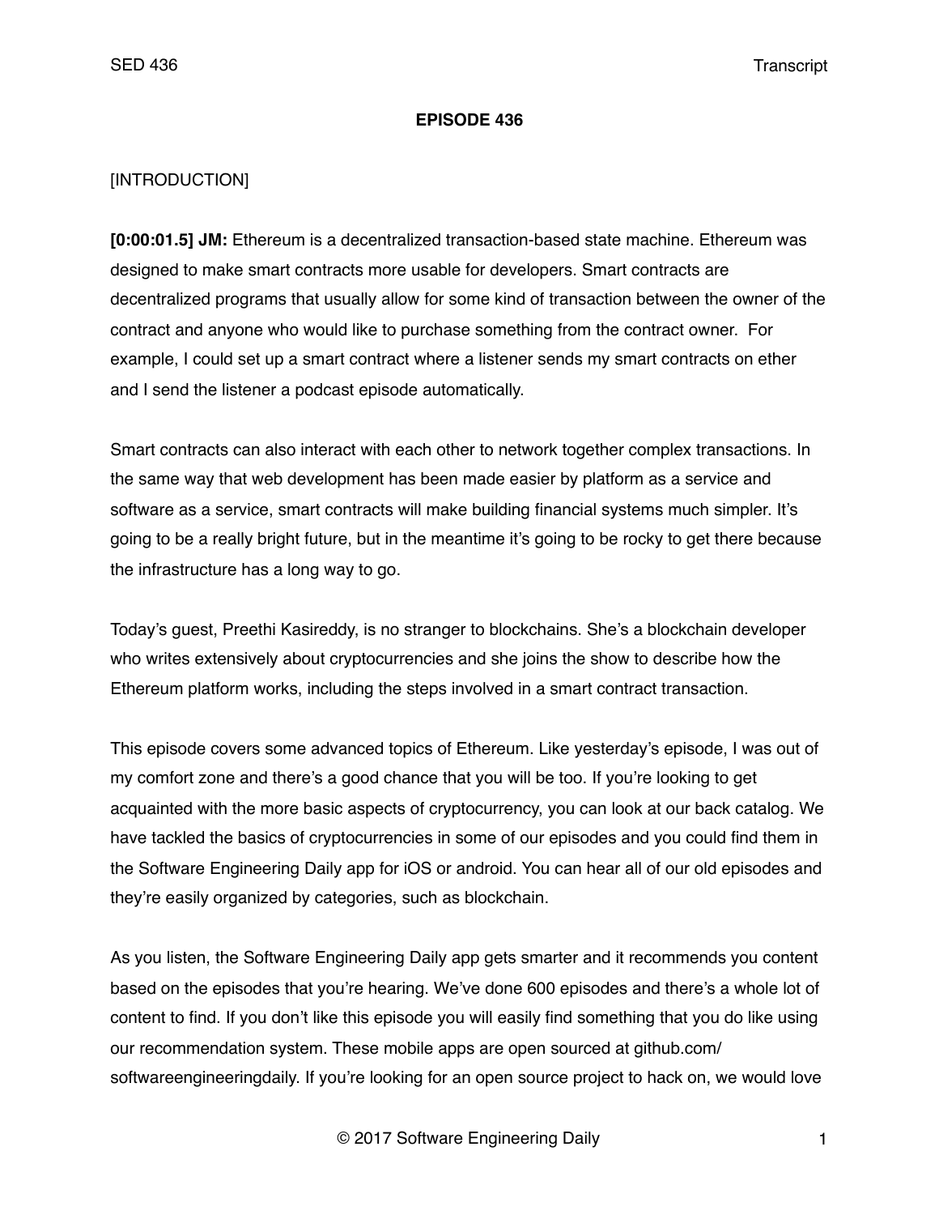# EPISODE 436

[INTRODUCTION]

**[0:00:01.5] JM:** Ethereum is a decentralized transaction-based state machine. Ethereum was designed to make smart contracts more usable for developers. Smart contracts are decentralized programs that usually allow for some kind of transaction between the owner of the contract and anyone who would like to purchase something from the contract owner. For example, I could set up a smart contract where a listener sends my smart contracts on ether and I send the listener a podcast episode automatically.

Smart contracts can also interact with each other to network together complex transactions. In the same way that web development has been made easier by platform as a service and software as a service, smart contracts will make building financial systems much simpler. It's going to be a really bright future, but in the meantime it's going to be rocky to get there because the infrastructure has a long way to go.

Today's guest, Preethi Kasireddy, is no stranger to blockchains. She's a blockchain developer who writes extensively about cryptocurrencies and she joins the show to describe how the Ethereum platform works, including the steps involved in a smart contract transaction.

This episode covers some advanced topics of Ethereum. Like yesterday's episode, I was out of my comfort zone and there's a good chance that you will be too. If you're looking to get acquainted with the more basic aspects of cryptocurrency, you can look at our back catalog. We have tackled the basics of cryptocurrencies in some of our episodes and you could find them in the Software Engineering Daily app for iOS or android. You can hear all of our old episodes and they're easily organized by categories, such as blockchain.

As you listen, the Software Engineering Daily app gets smarter and it recommends you content based on the episodes that you're hearing. We've done 600 episodes and there's a whole lot of content to find. If you don't like this episode you will easily find something that you do like using our recommendation system. These mobile apps are open sourced at github.com/softwareengineeringdaily. If you're looking for an open source project to hack on, we would love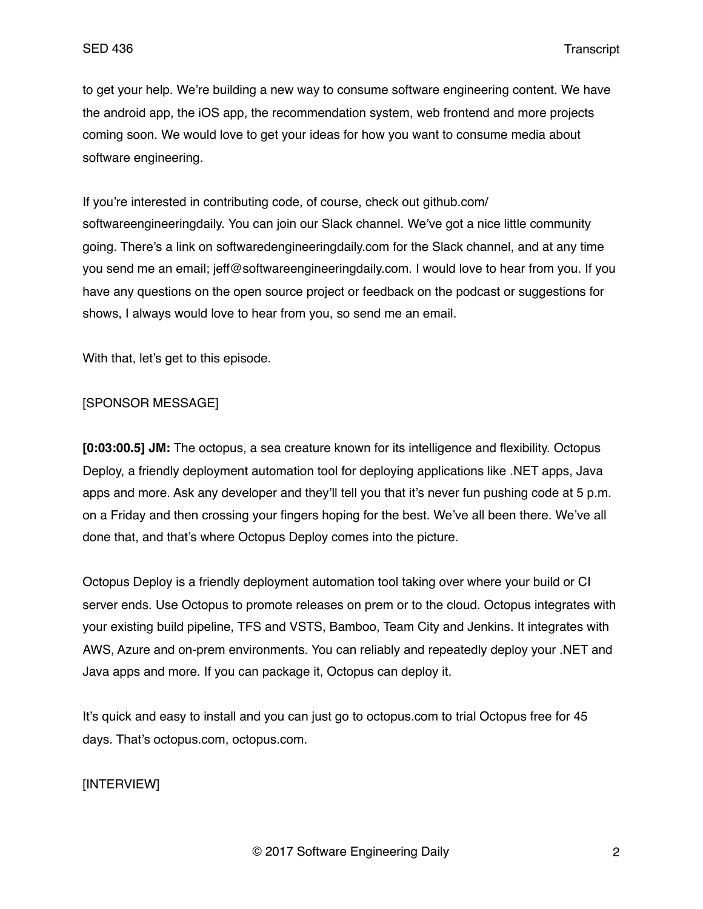to get your help. We're building a new way to consume software engineering content. We have the android app, the iOS app, the recommendation system, web frontend and more projects coming soon. We would love to get your ideas for how you want to consume media about software engineering.

If you're interested in contributing code, of course, check out github.com/softwareengineeringdaily. You can join our Slack channel. We've got a nice little community going. There's a link on softwaredengineeringdaily.com for the Slack channel, and at any time you send me an email; jeff@softwareengineeringdaily.com. I would love to hear from you. If you have any questions on the open source project or feedback on the podcast or suggestions for shows, I always would love to hear from you, so send me an email.

With that, let's get to this episode.

[SPONSOR MESSAGE]

**[0:03:00.5] JM:** The octopus, a sea creature known for its intelligence and flexibility. Octopus Deploy, a friendly deployment automation tool for deploying applications like .NET apps, Java apps and more. Ask any developer and they'll tell you that it's never fun pushing code at 5 p.m. on a Friday and then crossing your fingers hoping for the best. We've all been there. We've all done that, and that's where Octopus Deploy comes into the picture.

Octopus Deploy is a friendly deployment automation tool taking over where your build or CI server ends. Use Octopus to promote releases on prem or to the cloud. Octopus integrates with your existing build pipeline, TFS and VSTS, Bamboo, Team City and Jenkins. It integrates with AWS, Azure and on-prem environments. You can reliably and repeatedly deploy your .NET and Java apps and more. If you can package it, Octopus can deploy it.

It's quick and easy to install and you can just go to octopus.com to trial Octopus free for 45 days. That's octopus.com, octopus.com.

[INTERVIEW]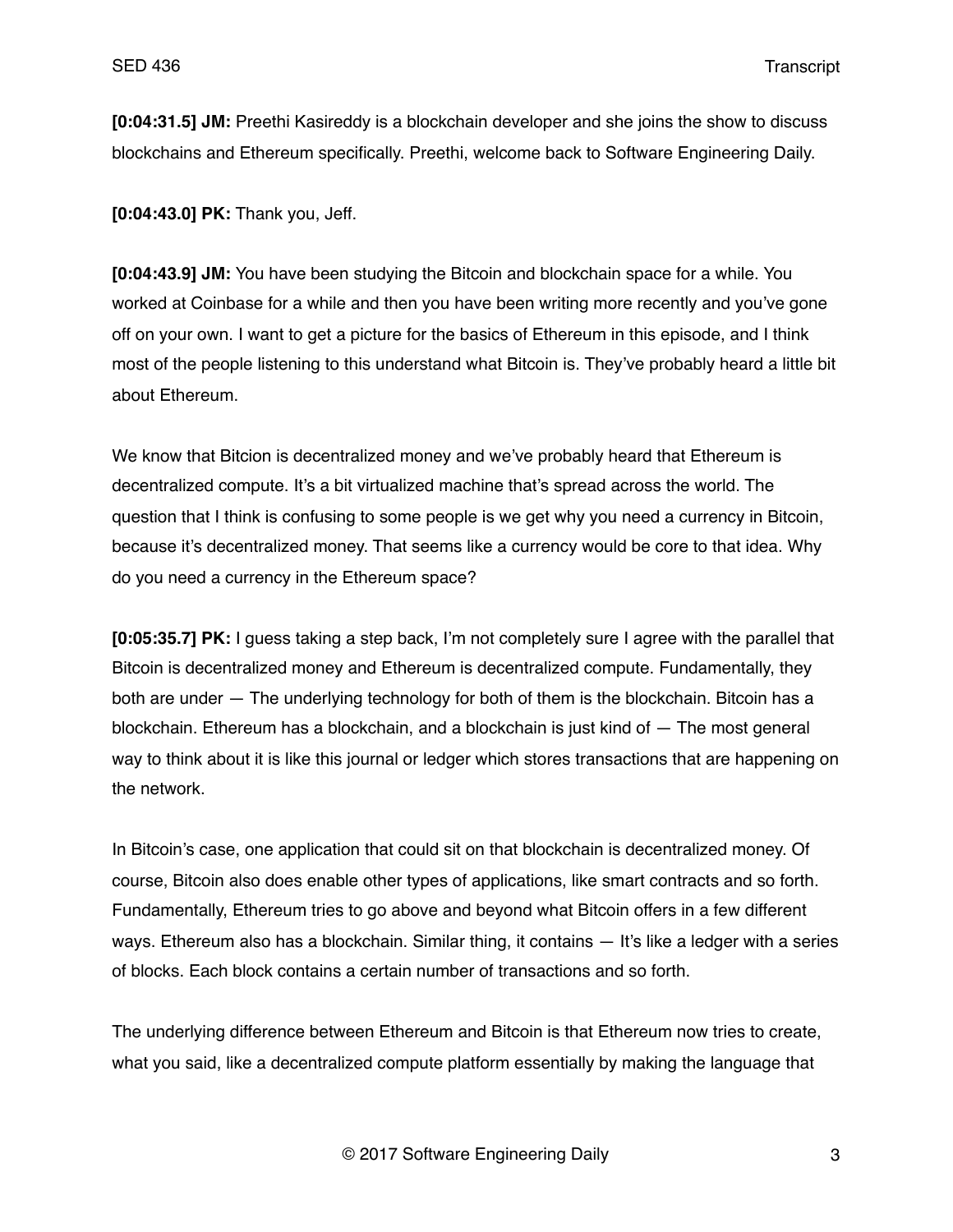**[0:04:31.5] JM:** Preethi Kasireddy is a blockchain developer and she joins the show to discuss blockchains and Ethereum specifically. Preethi, welcome back to Software Engineering Daily.

**[0:04:43.0] PK:** Thank you, Jeff.

**[0:04:43.9] JM:** You have been studying the Bitcoin and blockchain space for a while. You worked at Coinbase for a while and then you have been writing more recently and you've gone off on your own. I want to get a picture for the basics of Ethereum in this episode, and I think most of the people listening to this understand what Bitcoin is. They've probably heard a little bit about Ethereum.

We know that Bitcion is decentralized money and we've probably heard that Ethereum is decentralized compute. It's a bit virtualized machine that's spread across the world. The question that I think is confusing to some people is we get why you need a currency in Bitcoin, because it's decentralized money. That seems like a currency would be core to that idea. Why do you need a currency in the Ethereum space?

**[0:05:35.7] PK:** I guess taking a step back, I'm not completely sure I agree with the parallel that Bitcoin is decentralized money and Ethereum is decentralized compute. Fundamentally, they both are under — The underlying technology for both of them is the blockchain. Bitcoin has a blockchain. Ethereum has a blockchain, and a blockchain is just kind of — The most general way to think about it is like this journal or ledger which stores transactions that are happening on the network.

In Bitcoin's case, one application that could sit on that blockchain is decentralized money. Of course, Bitcoin also does enable other types of applications, like smart contracts and so forth. Fundamentally, Ethereum tries to go above and beyond what Bitcoin offers in a few different ways. Ethereum also has a blockchain. Similar thing, it contains — It's like a ledger with a series of blocks. Each block contains a certain number of transactions and so forth.

The underlying difference between Ethereum and Bitcoin is that Ethereum now tries to create, what you said, like a decentralized compute platform essentially by making the language that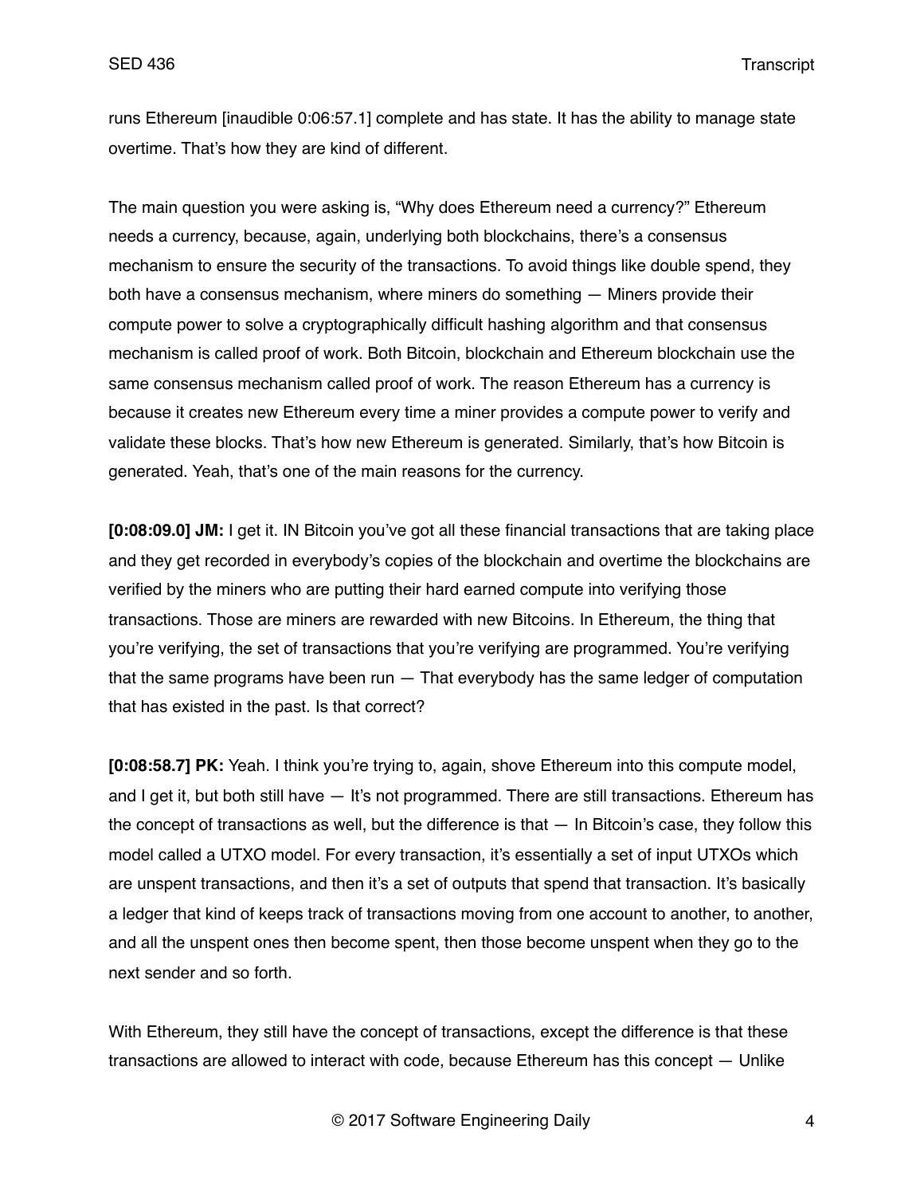runs Ethereum [inaudible 0:06:57.1] complete and has state. It has the ability to manage state overtime. That's how they are kind of different.

The main question you were asking is, "Why does Ethereum need a currency?" Ethereum needs a currency, because, again, underlying both blockchains, there's a consensus mechanism to ensure the security of the transactions. To avoid things like double spend, they both have a consensus mechanism, where miners do something — Miners provide their compute power to solve a cryptographically difficult hashing algorithm and that consensus mechanism is called proof of work. Both Bitcoin, blockchain and Ethereum blockchain use the same consensus mechanism called proof of work. The reason Ethereum has a currency is because it creates new Ethereum every time a miner provides a compute power to verify and validate these blocks. That's how new Ethereum is generated. Similarly, that's how Bitcoin is generated. Yeah, that's one of the main reasons for the currency.

**[0:08:09.0] JM:** I get it. IN Bitcoin you've got all these financial transactions that are taking place and they get recorded in everybody's copies of the blockchain and overtime the blockchains are verified by the miners who are putting their hard earned compute into verifying those transactions. Those are miners are rewarded with new Bitcoins. In Ethereum, the thing that you're verifying, the set of transactions that you're verifying are programmed. You're verifying that the same programs have been run — That everybody has the same ledger of computation that has existed in the past. Is that correct?

**[0:08:58.7] PK:** Yeah. I think you're trying to, again, shove Ethereum into this compute model, and I get it, but both still have — It's not programmed. There are still transactions. Ethereum has the concept of transactions as well, but the difference is that — In Bitcoin's case, they follow this model called a UTXO model. For every transaction, it's essentially a set of input UTXOs which are unspent transactions, and then it's a set of outputs that spend that transaction. It's basically a ledger that kind of keeps track of transactions moving from one account to another, to another, and all the unspent ones then become spent, then those become unspent when they go to the next sender and so forth.

With Ethereum, they still have the concept of transactions, except the difference is that these transactions are allowed to interact with code, because Ethereum has this concept — Unlike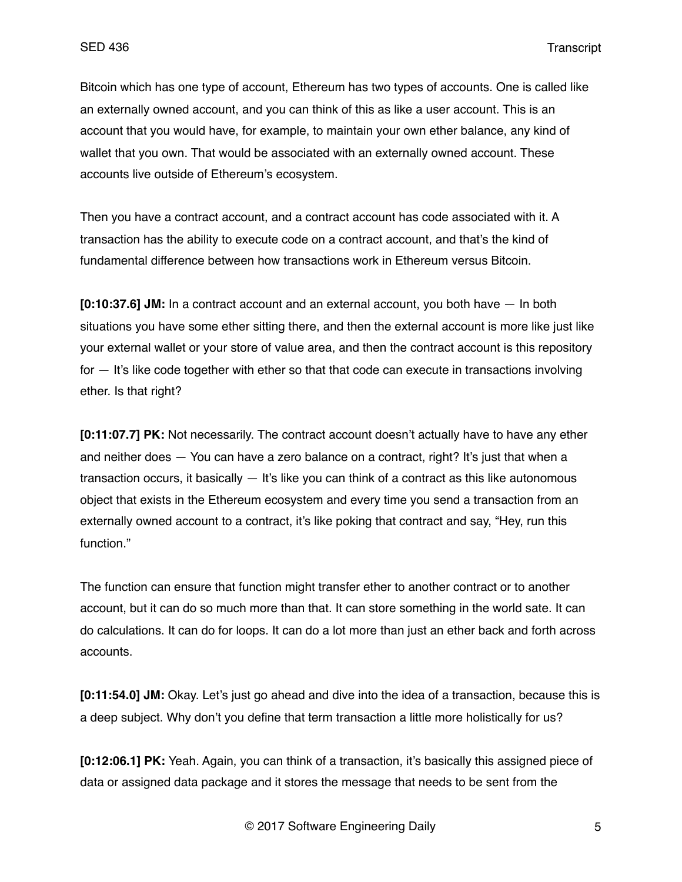Bitcoin which has one type of account, Ethereum has two types of accounts. One is called like an externally owned account, and you can think of this as like a user account. This is an account that you would have, for example, to maintain your own ether balance, any kind of wallet that you own. That would be associated with an externally owned account. These accounts live outside of Ethereum's ecosystem.

Then you have a contract account, and a contract account has code associated with it. A transaction has the ability to execute code on a contract account, and that's the kind of fundamental difference between how transactions work in Ethereum versus Bitcoin.

**[0:10:37.6] JM:** In a contract account and an external account, you both have — In both situations you have some ether sitting there, and then the external account is more like just like your external wallet or your store of value area, and then the contract account is this repository for — It's like code together with ether so that that code can execute in transactions involving ether. Is that right?

**[0:11:07.7] PK:** Not necessarily. The contract account doesn't actually have to have any ether and neither does — You can have a zero balance on a contract, right? It's just that when a transaction occurs, it basically — It's like you can think of a contract as this like autonomous object that exists in the Ethereum ecosystem and every time you send a transaction from an externally owned account to a contract, it's like poking that contract and say, "Hey, run this function."

The function can ensure that function might transfer ether to another contract or to another account, but it can do so much more than that. It can store something in the world sate. It can do calculations. It can do for loops. It can do a lot more than just an ether back and forth across accounts.

**[0:11:54.0] JM:** Okay. Let's just go ahead and dive into the idea of a transaction, because this is a deep subject. Why don't you define that term transaction a little more holistically for us?

**[0:12:06.1] PK:** Yeah. Again, you can think of a transaction, it's basically this assigned piece of data or assigned data package and it stores the message that needs to be sent from the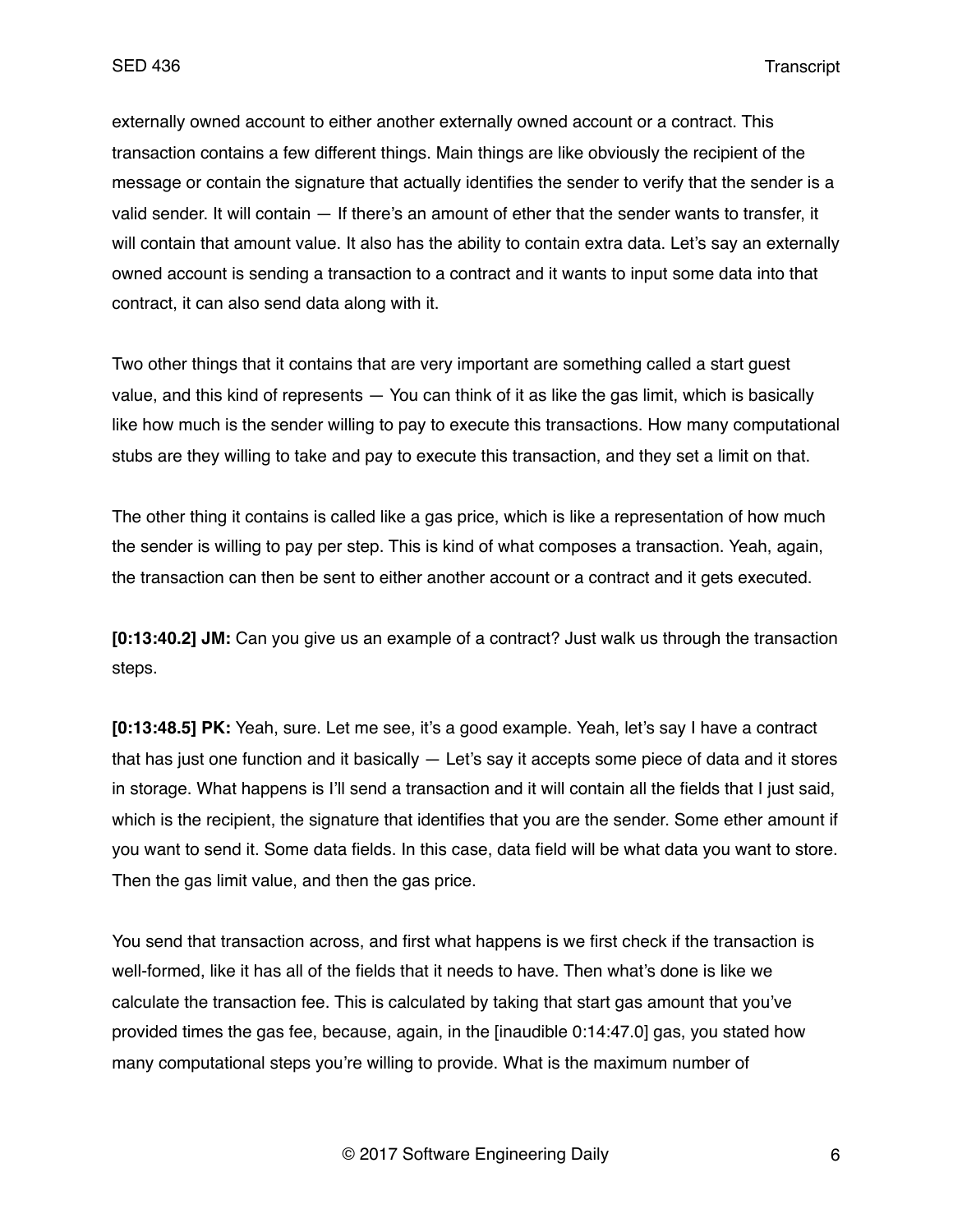externally owned account to either another externally owned account or a contract. This transaction contains a few different things. Main things are like obviously the recipient of the message or contain the signature that actually identifies the sender to verify that the sender is a valid sender. It will contain — If there's an amount of ether that the sender wants to transfer, it will contain that amount value. It also has the ability to contain extra data. Let's say an externally owned account is sending a transaction to a contract and it wants to input some data into that contract, it can also send data along with it.

Two other things that it contains that are very important are something called a start guest value, and this kind of represents — You can think of it as like the gas limit, which is basically like how much is the sender willing to pay to execute this transactions. How many computational stubs are they willing to take and pay to execute this transaction, and they set a limit on that.

The other thing it contains is called like a gas price, which is like a representation of how much the sender is willing to pay per step. This is kind of what composes a transaction. Yeah, again, the transaction can then be sent to either another account or a contract and it gets executed.

**[0:13:40.2] JM:** Can you give us an example of a contract? Just walk us through the transaction steps.

**[0:13:48.5] PK:** Yeah, sure. Let me see, it's a good example. Yeah, let's say I have a contract that has just one function and it basically — Let's say it accepts some piece of data and it stores in storage. What happens is I'll send a transaction and it will contain all the fields that I just said, which is the recipient, the signature that identifies that you are the sender. Some ether amount if you want to send it. Some data fields. In this case, data field will be what data you want to store. Then the gas limit value, and then the gas price.

You send that transaction across, and first what happens is we first check if the transaction is well-formed, like it has all of the fields that it needs to have. Then what's done is like we calculate the transaction fee. This is calculated by taking that start gas amount that you've provided times the gas fee, because, again, in the [inaudible 0:14:47.0] gas, you stated how many computational steps you're willing to provide. What is the maximum number of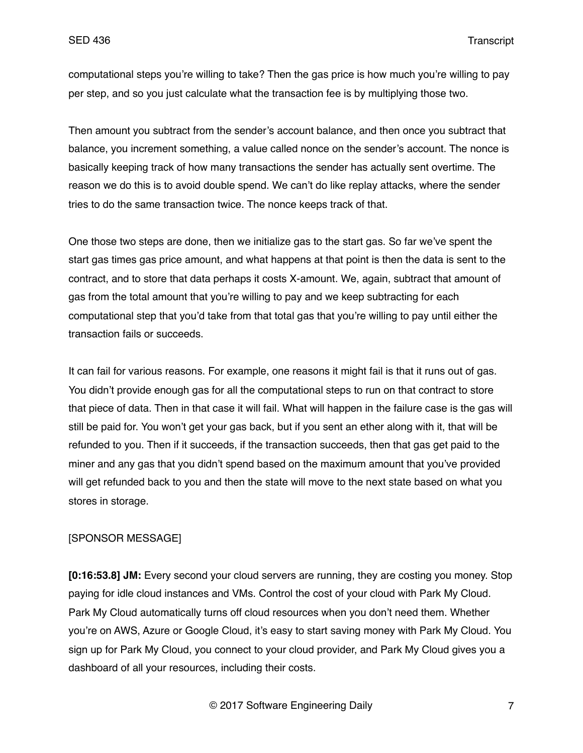computational steps you're willing to take? Then the gas price is how much you're willing to pay per step, and so you just calculate what the transaction fee is by multiplying those two.

Then amount you subtract from the sender's account balance, and then once you subtract that balance, you increment something, a value called nonce on the sender's account. The nonce is basically keeping track of how many transactions the sender has actually sent overtime. The reason we do this is to avoid double spend. We can't do like replay attacks, where the sender tries to do the same transaction twice. The nonce keeps track of that.

One those two steps are done, then we initialize gas to the start gas. So far we've spent the start gas times gas price amount, and what happens at that point is then the data is sent to the contract, and to store that data perhaps it costs X-amount. We, again, subtract that amount of gas from the total amount that you're willing to pay and we keep subtracting for each computational step that you'd take from that total gas that you're willing to pay until either the transaction fails or succeeds.

It can fail for various reasons. For example, one reasons it might fail is that it runs out of gas. You didn't provide enough gas for all the computational steps to run on that contract to store that piece of data. Then in that case it will fail. What will happen in the failure case is the gas will still be paid for. You won't get your gas back, but if you sent an ether along with it, that will be refunded to you. Then if it succeeds, if the transaction succeeds, then that gas get paid to the miner and any gas that you didn't spend based on the maximum amount that you've provided will get refunded back to you and then the state will move to the next state based on what you stores in storage.

[SPONSOR MESSAGE]

**[0:16:53.8] JM:** Every second your cloud servers are running, they are costing you money. Stop paying for idle cloud instances and VMs. Control the cost of your cloud with Park My Cloud. Park My Cloud automatically turns off cloud resources when you don't need them. Whether you're on AWS, Azure or Google Cloud, it's easy to start saving money with Park My Cloud. You sign up for Park My Cloud, you connect to your cloud provider, and Park My Cloud gives you a dashboard of all your resources, including their costs.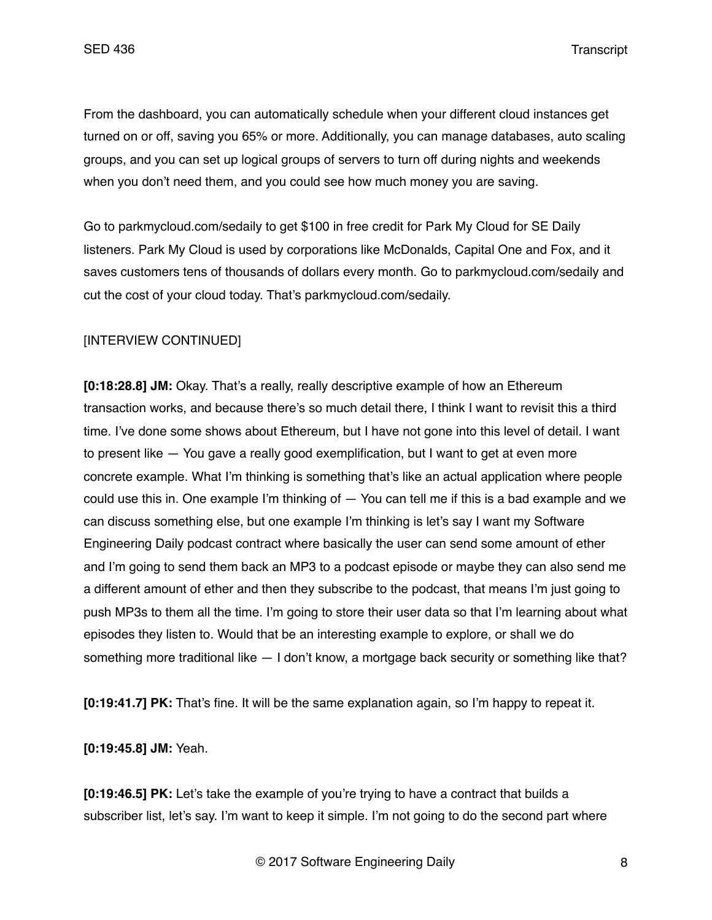From the dashboard, you can automatically schedule when your different cloud instances get turned on or off, saving you 65% or more. Additionally, you can manage databases, auto scaling groups, and you can set up logical groups of servers to turn off during nights and weekends when you don't need them, and you could see how much money you are saving.

Go to parkmycloud.com/sedaily to get $100 in free credit for Park My Cloud for SE Daily listeners. Park My Cloud is used by corporations like McDonalds, Capital One and Fox, and it saves customers tens of thousands of dollars every month. Go to parkmycloud.com/sedaily and cut the cost of your cloud today. That's parkmycloud.com/sedaily.

[INTERVIEW CONTINUED]

**[0:18:28.8] JM:** Okay. That's a really, really descriptive example of how an Ethereum transaction works, and because there's so much detail there, I think I want to revisit this a third time. I've done some shows about Ethereum, but I have not gone into this level of detail. I want to present like — You gave a really good exemplification, but I want to get at even more concrete example. What I'm thinking is something that's like an actual application where people could use this in. One example I'm thinking of — You can tell me if this is a bad example and we can discuss something else, but one example I'm thinking is let's say I want my Software Engineering Daily podcast contract where basically the user can send some amount of ether and I'm going to send them back an MP3 to a podcast episode or maybe they can also send me a different amount of ether and then they subscribe to the podcast, that means I'm just going to push MP3s to them all the time. I'm going to store their user data so that I'm learning about what episodes they listen to. Would that be an interesting example to explore, or shall we do something more traditional like — I don't know, a mortgage back security or something like that?

**[0:19:41.7] PK:** That's fine. It will be the same explanation again, so I'm happy to repeat it.

**[0:19:45.8] JM:** Yeah.

**[0:19:46.5] PK:** Let's take the example of you're trying to have a contract that builds a subscriber list, let's say. I'm want to keep it simple. I'm not going to do the second part where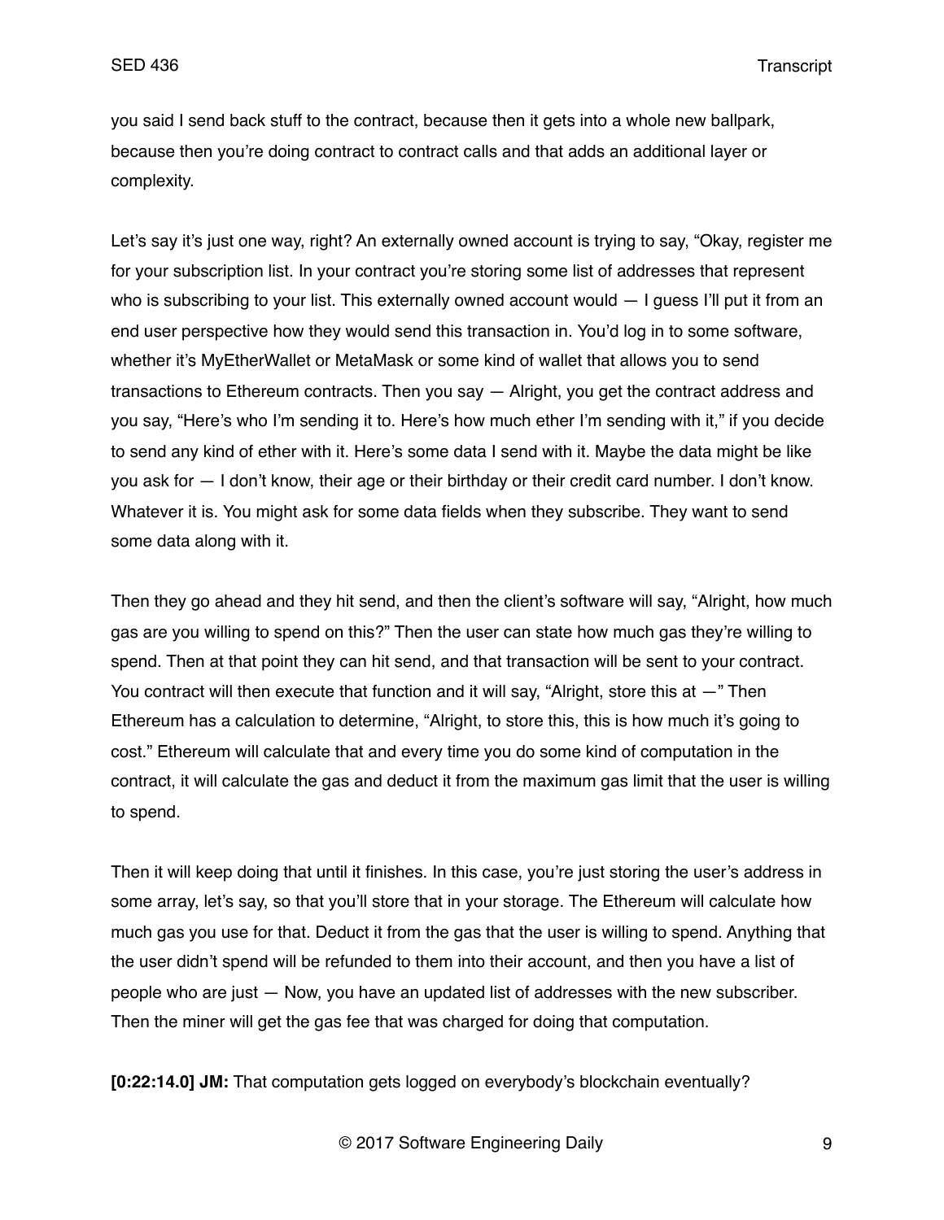you said I send back stuff to the contract, because then it gets into a whole new ballpark, because then you're doing contract to contract calls and that adds an additional layer or complexity.

Let's say it's just one way, right? An externally owned account is trying to say, "Okay, register me for your subscription list. In your contract you're storing some list of addresses that represent who is subscribing to your list. This externally owned account would — I guess I'll put it from an end user perspective how they would send this transaction in. You'd log in to some software, whether it's MyEtherWallet or MetaMask or some kind of wallet that allows you to send transactions to Ethereum contracts. Then you say — Alright, you get the contract address and you say, "Here's who I'm sending it to. Here's how much ether I'm sending with it," if you decide to send any kind of ether with it. Here's some data I send with it. Maybe the data might be like you ask for — I don't know, their age or their birthday or their credit card number. I don't know. Whatever it is. You might ask for some data fields when they subscribe. They want to send some data along with it.

Then they go ahead and they hit send, and then the client's software will say, "Alright, how much gas are you willing to spend on this?" Then the user can state how much gas they're willing to spend. Then at that point they can hit send, and that transaction will be sent to your contract. You contract will then execute that function and it will say, "Alright, store this at —" Then Ethereum has a calculation to determine, "Alright, to store this, this is how much it's going to cost." Ethereum will calculate that and every time you do some kind of computation in the contract, it will calculate the gas and deduct it from the maximum gas limit that the user is willing to spend.

Then it will keep doing that until it finishes. In this case, you're just storing the user's address in some array, let's say, so that you'll store that in your storage. The Ethereum will calculate how much gas you use for that. Deduct it from the gas that the user is willing to spend. Anything that the user didn't spend will be refunded to them into their account, and then you have a list of people who are just — Now, you have an updated list of addresses with the new subscriber. Then the miner will get the gas fee that was charged for doing that computation.

**[0:22:14.0] JM:** That computation gets logged on everybody's blockchain eventually?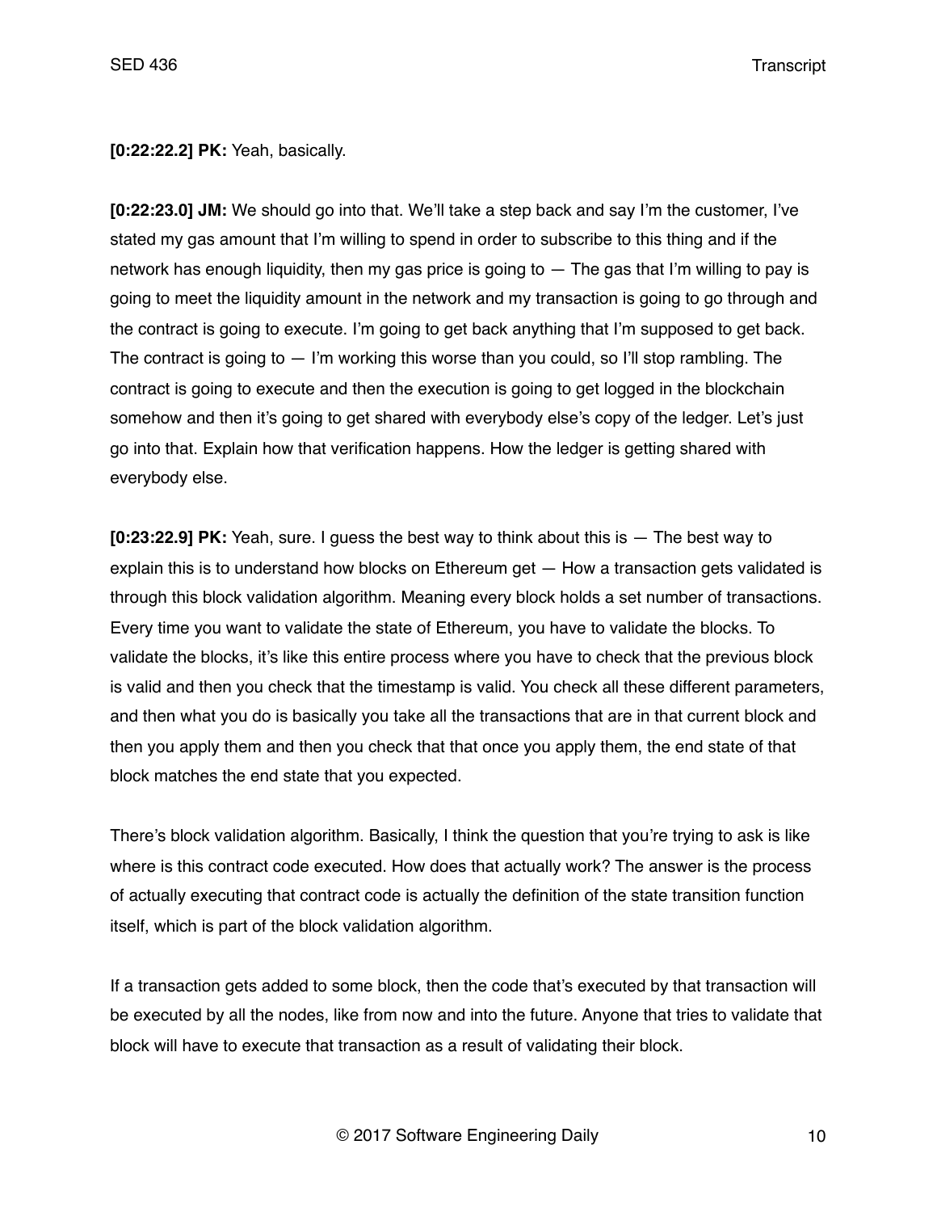**[0:22:22.2] PK:** Yeah, basically.

**[0:22:23.0] JM:** We should go into that. We'll take a step back and say I'm the customer, I've stated my gas amount that I'm willing to spend in order to subscribe to this thing and if the network has enough liquidity, then my gas price is going to — The gas that I'm willing to pay is going to meet the liquidity amount in the network and my transaction is going to go through and the contract is going to execute. I'm going to get back anything that I'm supposed to get back. The contract is going to — I'm working this worse than you could, so I'll stop rambling. The contract is going to execute and then the execution is going to get logged in the blockchain somehow and then it's going to get shared with everybody else's copy of the ledger. Let's just go into that. Explain how that verification happens. How the ledger is getting shared with everybody else.

**[0:23:22.9] PK:** Yeah, sure. I guess the best way to think about this is — The best way to explain this is to understand how blocks on Ethereum get — How a transaction gets validated is through this block validation algorithm. Meaning every block holds a set number of transactions. Every time you want to validate the state of Ethereum, you have to validate the blocks. To validate the blocks, it's like this entire process where you have to check that the previous block is valid and then you check that the timestamp is valid. You check all these different parameters, and then what you do is basically you take all the transactions that are in that current block and then you apply them and then you check that that once you apply them, the end state of that block matches the end state that you expected.

There's block validation algorithm. Basically, I think the question that you're trying to ask is like where is this contract code executed. How does that actually work? The answer is the process of actually executing that contract code is actually the definition of the state transition function itself, which is part of the block validation algorithm.

If a transaction gets added to some block, then the code that's executed by that transaction will be executed by all the nodes, like from now and into the future. Anyone that tries to validate that block will have to execute that transaction as a result of validating their block.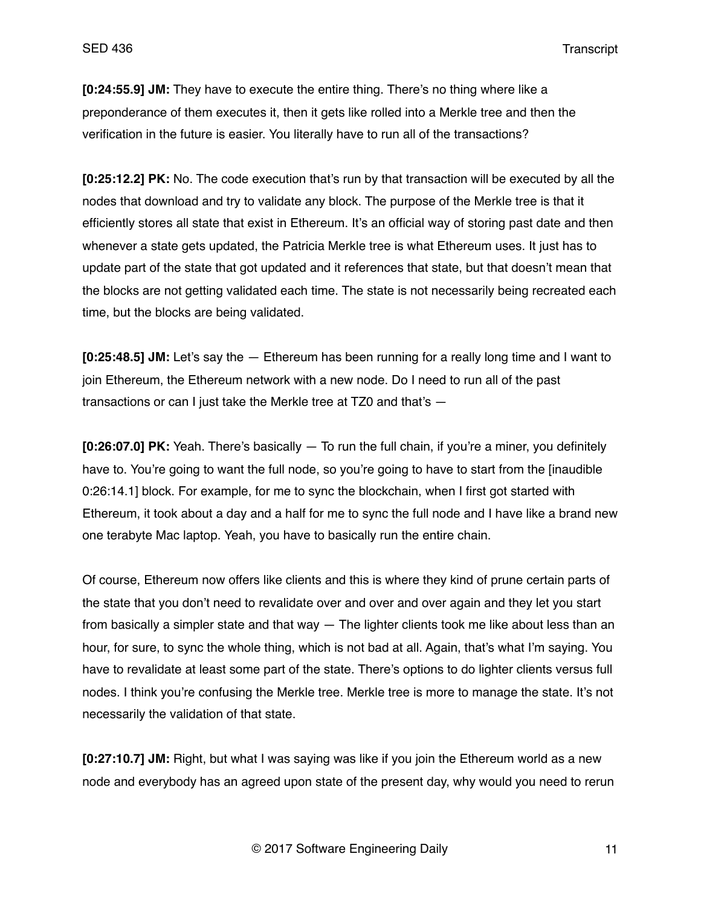**[0:24:55.9] JM:** They have to execute the entire thing. There's no thing where like a preponderance of them executes it, then it gets like rolled into a Merkle tree and then the verification in the future is easier. You literally have to run all of the transactions?

**[0:25:12.2] PK:** No. The code execution that's run by that transaction will be executed by all the nodes that download and try to validate any block. The purpose of the Merkle tree is that it efficiently stores all state that exist in Ethereum. It's an official way of storing past date and then whenever a state gets updated, the Patricia Merkle tree is what Ethereum uses. It just has to update part of the state that got updated and it references that state, but that doesn't mean that the blocks are not getting validated each time. The state is not necessarily being recreated each time, but the blocks are being validated.

**[0:25:48.5] JM:** Let's say the — Ethereum has been running for a really long time and I want to join Ethereum, the Ethereum network with a new node. Do I need to run all of the past transactions or can I just take the Merkle tree at TZ0 and that's —

**[0:26:07.0] PK:** Yeah. There's basically — To run the full chain, if you're a miner, you definitely have to. You're going to want the full node, so you're going to have to start from the [inaudible 0:26:14.1] block. For example, for me to sync the blockchain, when I first got started with Ethereum, it took about a day and a half for me to sync the full node and I have like a brand new one terabyte Mac laptop. Yeah, you have to basically run the entire chain.

Of course, Ethereum now offers like clients and this is where they kind of prune certain parts of the state that you don't need to revalidate over and over and over again and they let you start from basically a simpler state and that way — The lighter clients took me like about less than an hour, for sure, to sync the whole thing, which is not bad at all. Again, that's what I'm saying. You have to revalidate at least some part of the state. There's options to do lighter clients versus full nodes. I think you're confusing the Merkle tree. Merkle tree is more to manage the state. It's not necessarily the validation of that state.

**[0:27:10.7] JM:** Right, but what I was saying was like if you join the Ethereum world as a new node and everybody has an agreed upon state of the present day, why would you need to rerun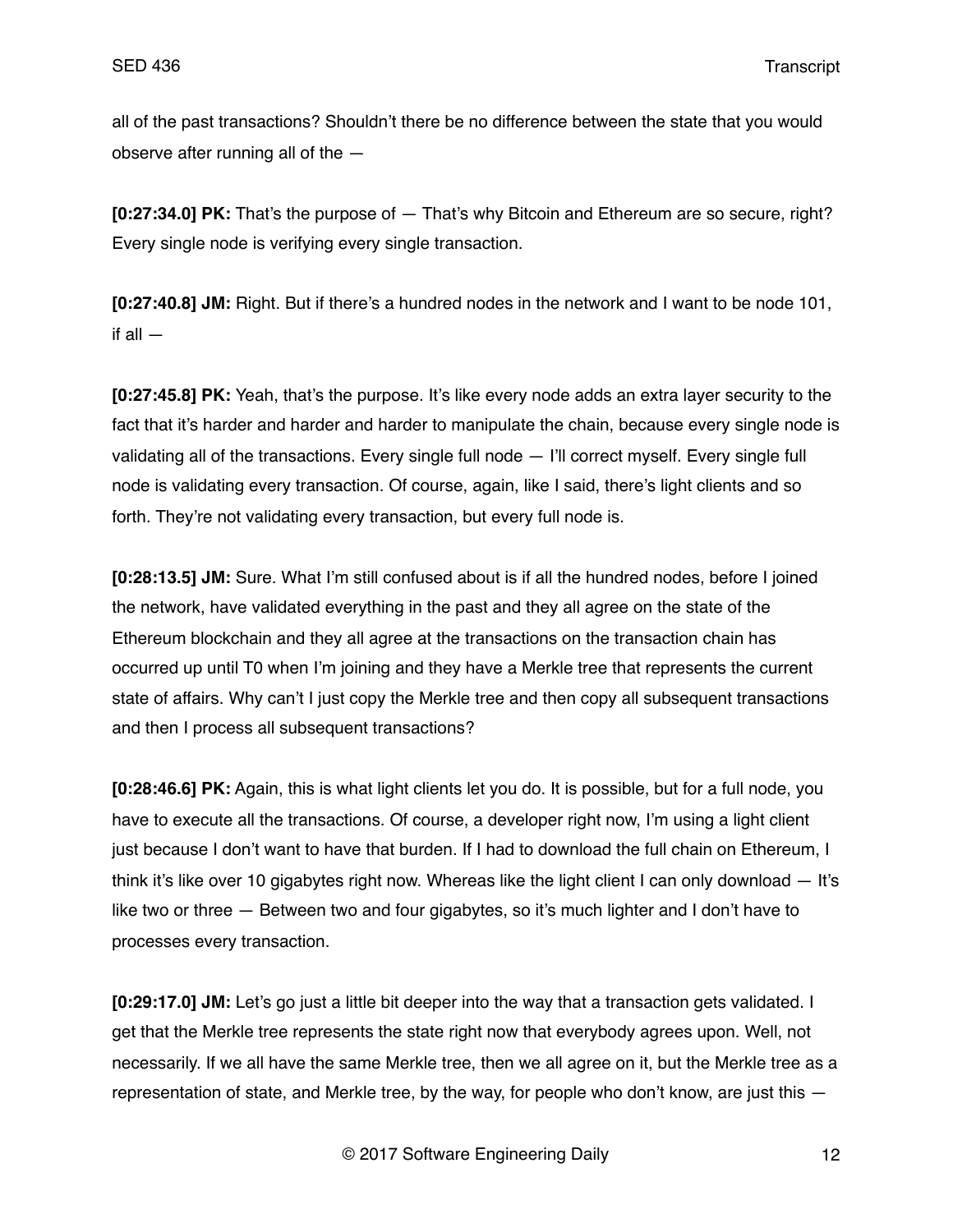all of the past transactions? Shouldn't there be no difference between the state that you would observe after running all of the —

**[0:27:34.0] PK:** That's the purpose of — That's why Bitcoin and Ethereum are so secure, right? Every single node is verifying every single transaction.

**[0:27:40.8] JM:** Right. But if there's a hundred nodes in the network and I want to be node 101, if all —

**[0:27:45.8] PK:** Yeah, that's the purpose. It's like every node adds an extra layer security to the fact that it's harder and harder and harder to manipulate the chain, because every single node is validating all of the transactions. Every single full node — I'll correct myself. Every single full node is validating every transaction. Of course, again, like I said, there's light clients and so forth. They're not validating every transaction, but every full node is.

**[0:28:13.5] JM:** Sure. What I'm still confused about is if all the hundred nodes, before I joined the network, have validated everything in the past and they all agree on the state of the Ethereum blockchain and they all agree at the transactions on the transaction chain has occurred up until T0 when I'm joining and they have a Merkle tree that represents the current state of affairs. Why can't I just copy the Merkle tree and then copy all subsequent transactions and then I process all subsequent transactions?

**[0:28:46.6] PK:** Again, this is what light clients let you do. It is possible, but for a full node, you have to execute all the transactions. Of course, a developer right now, I'm using a light client just because I don't want to have that burden. If I had to download the full chain on Ethereum, I think it's like over 10 gigabytes right now. Whereas like the light client I can only download — It's like two or three — Between two and four gigabytes, so it's much lighter and I don't have to processes every transaction.

**[0:29:17.0] JM:** Let's go just a little bit deeper into the way that a transaction gets validated. I get that the Merkle tree represents the state right now that everybody agrees upon. Well, not necessarily. If we all have the same Merkle tree, then we all agree on it, but the Merkle tree as a representation of state, and Merkle tree, by the way, for people who don't know, are just this —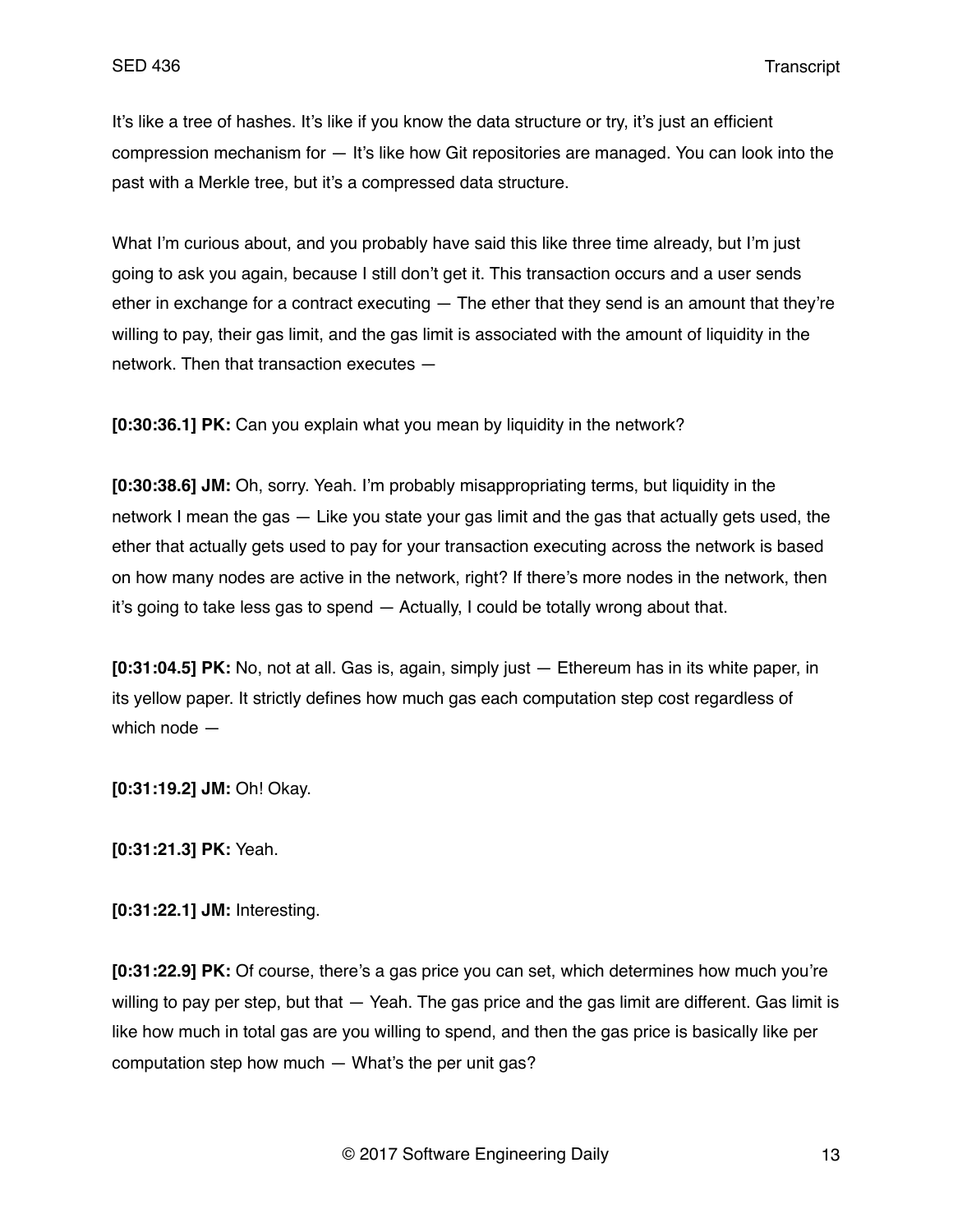It's like a tree of hashes. It's like if you know the data structure or try, it's just an efficient compression mechanism for — It's like how Git repositories are managed. You can look into the past with a Merkle tree, but it's a compressed data structure.

What I'm curious about, and you probably have said this like three time already, but I'm just going to ask you again, because I still don't get it. This transaction occurs and a user sends ether in exchange for a contract executing — The ether that they send is an amount that they're willing to pay, their gas limit, and the gas limit is associated with the amount of liquidity in the network. Then that transaction executes —

**[0:30:36.1] PK:** Can you explain what you mean by liquidity in the network?

**[0:30:38.6] JM:** Oh, sorry. Yeah. I'm probably misappropriating terms, but liquidity in the network I mean the gas — Like you state your gas limit and the gas that actually gets used, the ether that actually gets used to pay for your transaction executing across the network is based on how many nodes are active in the network, right? If there's more nodes in the network, then it's going to take less gas to spend — Actually, I could be totally wrong about that.

**[0:31:04.5] PK:** No, not at all. Gas is, again, simply just — Ethereum has in its white paper, in its yellow paper. It strictly defines how much gas each computation step cost regardless of which node —

**[0:31:19.2] JM:** Oh! Okay.

**[0:31:21.3] PK:** Yeah.

**[0:31:22.1] JM:** Interesting.

**[0:31:22.9] PK:** Of course, there's a gas price you can set, which determines how much you're willing to pay per step, but that — Yeah. The gas price and the gas limit are different. Gas limit is like how much in total gas are you willing to spend, and then the gas price is basically like per computation step how much — What's the per unit gas?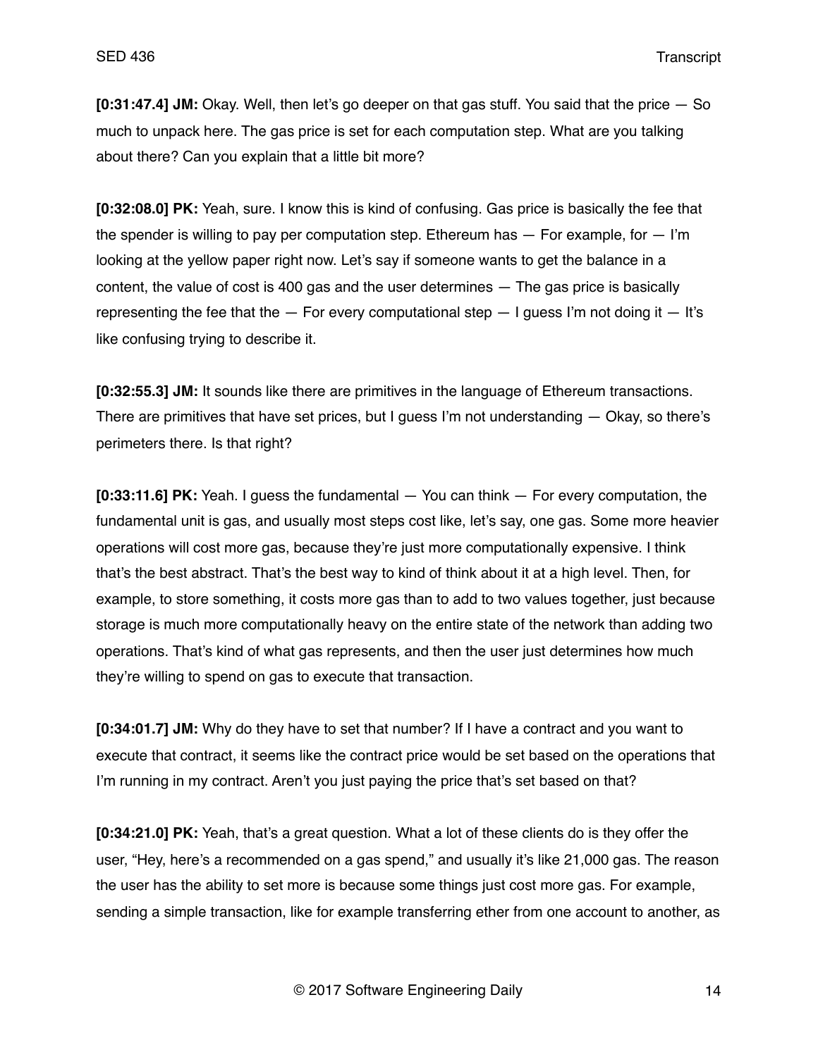**[0:31:47.4] JM:** Okay. Well, then let's go deeper on that gas stuff. You said that the price — So much to unpack here. The gas price is set for each computation step. What are you talking about there? Can you explain that a little bit more?

**[0:32:08.0] PK:** Yeah, sure. I know this is kind of confusing. Gas price is basically the fee that the spender is willing to pay per computation step. Ethereum has — For example, for — I'm looking at the yellow paper right now. Let's say if someone wants to get the balance in a content, the value of cost is 400 gas and the user determines — The gas price is basically representing the fee that the — For every computational step — I guess I'm not doing it — It's like confusing trying to describe it.

**[0:32:55.3] JM:** It sounds like there are primitives in the language of Ethereum transactions. There are primitives that have set prices, but I guess I'm not understanding — Okay, so there's perimeters there. Is that right?

**[0:33:11.6] PK:** Yeah. I guess the fundamental — You can think — For every computation, the fundamental unit is gas, and usually most steps cost like, let's say, one gas. Some more heavier operations will cost more gas, because they're just more computationally expensive. I think that's the best abstract. That's the best way to kind of think about it at a high level. Then, for example, to store something, it costs more gas than to add to two values together, just because storage is much more computationally heavy on the entire state of the network than adding two operations. That's kind of what gas represents, and then the user just determines how much they're willing to spend on gas to execute that transaction.

**[0:34:01.7] JM:** Why do they have to set that number? If I have a contract and you want to execute that contract, it seems like the contract price would be set based on the operations that I'm running in my contract. Aren't you just paying the price that's set based on that?

**[0:34:21.0] PK:** Yeah, that's a great question. What a lot of these clients do is they offer the user, "Hey, here's a recommended on a gas spend," and usually it's like 21,000 gas. The reason the user has the ability to set more is because some things just cost more gas. For example, sending a simple transaction, like for example transferring ether from one account to another, as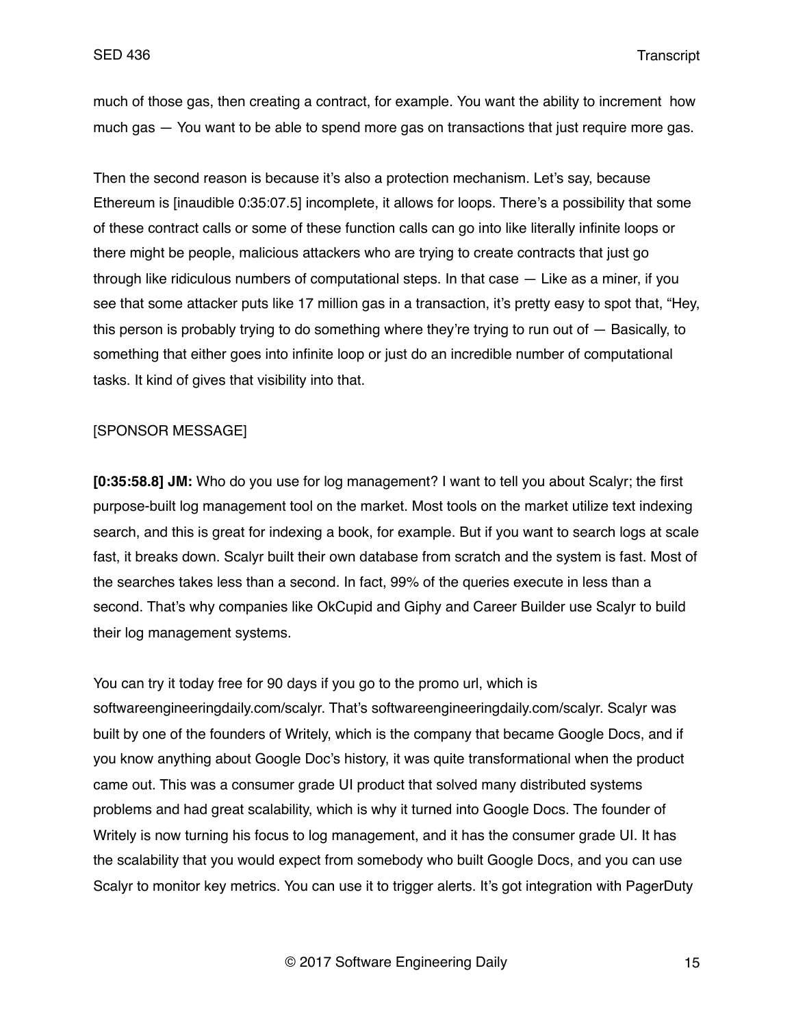much of those gas, then creating a contract, for example. You want the ability to increment how much gas — You want to be able to spend more gas on transactions that just require more gas.

Then the second reason is because it's also a protection mechanism. Let's say, because Ethereum is [inaudible 0:35:07.5] incomplete, it allows for loops. There's a possibility that some of these contract calls or some of these function calls can go into like literally infinite loops or there might be people, malicious attackers who are trying to create contracts that just go through like ridiculous numbers of computational steps. In that case — Like as a miner, if you see that some attacker puts like 17 million gas in a transaction, it's pretty easy to spot that, "Hey, this person is probably trying to do something where they're trying to run out of — Basically, to something that either goes into infinite loop or just do an incredible number of computational tasks. It kind of gives that visibility into that.

[SPONSOR MESSAGE]

**[0:35:58.8] JM:** Who do you use for log management? I want to tell you about Scalyr; the first purpose-built log management tool on the market. Most tools on the market utilize text indexing search, and this is great for indexing a book, for example. But if you want to search logs at scale fast, it breaks down. Scalyr built their own database from scratch and the system is fast. Most of the searches takes less than a second. In fact, 99% of the queries execute in less than a second. That's why companies like OkCupid and Giphy and Career Builder use Scalyr to build their log management systems.

You can try it today free for 90 days if you go to the promo url, which is softwareengineeringdaily.com/scalyr. That's softwareengineeringdaily.com/scalyr. Scalyr was built by one of the founders of Writely, which is the company that became Google Docs, and if you know anything about Google Doc's history, it was quite transformational when the product came out. This was a consumer grade UI product that solved many distributed systems problems and had great scalability, which is why it turned into Google Docs. The founder of Writely is now turning his focus to log management, and it has the consumer grade UI. It has the scalability that you would expect from somebody who built Google Docs, and you can use Scalyr to monitor key metrics. You can use it to trigger alerts. It's got integration with PagerDuty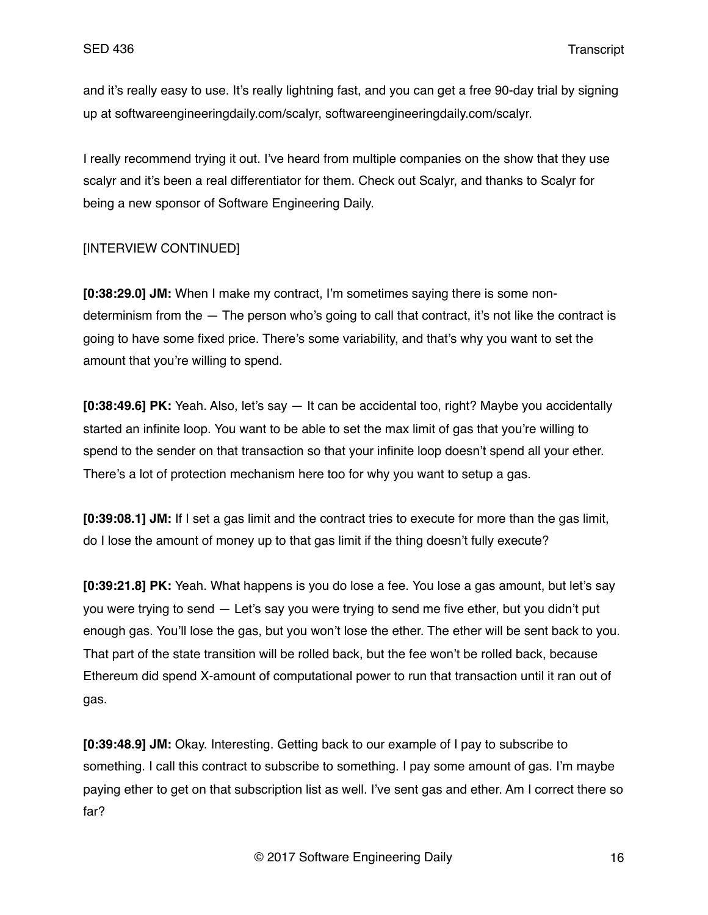and it's really easy to use. It's really lightning fast, and you can get a free 90-day trial by signing up at softwareengineeringdaily.com/scalyr, softwareengineeringdaily.com/scalyr.

I really recommend trying it out. I've heard from multiple companies on the show that they use scalyr and it's been a real differentiator for them. Check out Scalyr, and thanks to Scalyr for being a new sponsor of Software Engineering Daily.

[INTERVIEW CONTINUED]

**[0:38:29.0] JM:** When I make my contract, I'm sometimes saying there is some non-determinism from the — The person who's going to call that contract, it's not like the contract is going to have some fixed price. There's some variability, and that's why you want to set the amount that you're willing to spend.

**[0:38:49.6] PK:** Yeah. Also, let's say — It can be accidental too, right? Maybe you accidentally started an infinite loop. You want to be able to set the max limit of gas that you're willing to spend to the sender on that transaction so that your infinite loop doesn't spend all your ether. There's a lot of protection mechanism here too for why you want to setup a gas.

**[0:39:08.1] JM:** If I set a gas limit and the contract tries to execute for more than the gas limit, do I lose the amount of money up to that gas limit if the thing doesn't fully execute?

**[0:39:21.8] PK:** Yeah. What happens is you do lose a fee. You lose a gas amount, but let's say you were trying to send — Let's say you were trying to send me five ether, but you didn't put enough gas. You'll lose the gas, but you won't lose the ether. The ether will be sent back to you. That part of the state transition will be rolled back, but the fee won't be rolled back, because Ethereum did spend X-amount of computational power to run that transaction until it ran out of gas.

**[0:39:48.9] JM:** Okay. Interesting. Getting back to our example of I pay to subscribe to something. I call this contract to subscribe to something. I pay some amount of gas. I'm maybe paying ether to get on that subscription list as well. I've sent gas and ether. Am I correct there so far?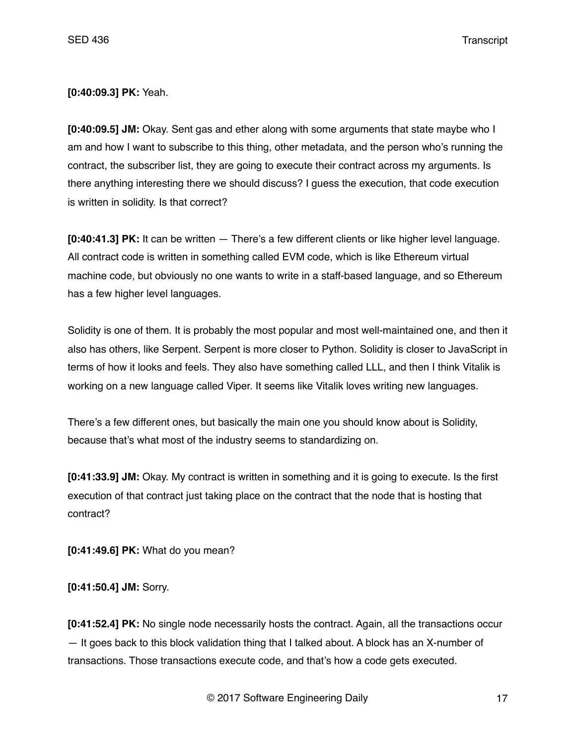**[0:40:09.3] PK:** Yeah.

**[0:40:09.5] JM:** Okay. Sent gas and ether along with some arguments that state maybe who I am and how I want to subscribe to this thing, other metadata, and the person who's running the contract, the subscriber list, they are going to execute their contract across my arguments. Is there anything interesting there we should discuss? I guess the execution, that code execution is written in solidity. Is that correct?

**[0:40:41.3] PK:** It can be written — There's a few different clients or like higher level language. All contract code is written in something called EVM code, which is like Ethereum virtual machine code, but obviously no one wants to write in a staff-based language, and so Ethereum has a few higher level languages.

Solidity is one of them. It is probably the most popular and most well-maintained one, and then it also has others, like Serpent. Serpent is more closer to Python. Solidity is closer to JavaScript in terms of how it looks and feels. They also have something called LLL, and then I think Vitalik is working on a new language called Viper. It seems like Vitalik loves writing new languages.

There's a few different ones, but basically the main one you should know about is Solidity, because that's what most of the industry seems to standardizing on.

**[0:41:33.9] JM:** Okay. My contract is written in something and it is going to execute. Is the first execution of that contract just taking place on the contract that the node that is hosting that contract?

**[0:41:49.6] PK:** What do you mean?

**[0:41:50.4] JM:** Sorry.

**[0:41:52.4] PK:** No single node necessarily hosts the contract. Again, all the transactions occur — It goes back to this block validation thing that I talked about. A block has an X-number of transactions. Those transactions execute code, and that's how a code gets executed.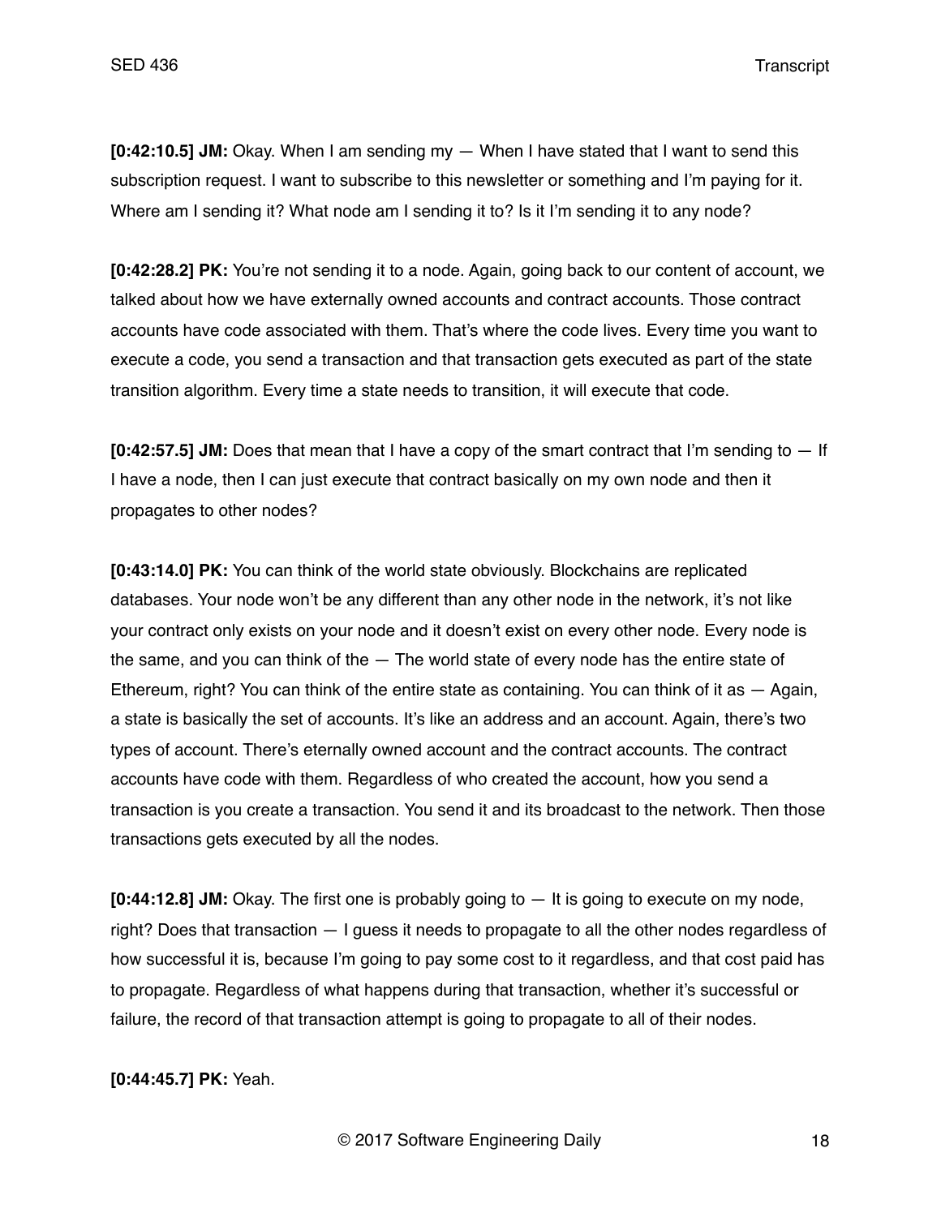**[0:42:10.5] JM:** Okay. When I am sending my — When I have stated that I want to send this subscription request. I want to subscribe to this newsletter or something and I'm paying for it. Where am I sending it? What node am I sending it to? Is it I'm sending it to any node?

**[0:42:28.2] PK:** You're not sending it to a node. Again, going back to our content of account, we talked about how we have externally owned accounts and contract accounts. Those contract accounts have code associated with them. That's where the code lives. Every time you want to execute a code, you send a transaction and that transaction gets executed as part of the state transition algorithm. Every time a state needs to transition, it will execute that code.

**[0:42:57.5] JM:** Does that mean that I have a copy of the smart contract that I'm sending to — If I have a node, then I can just execute that contract basically on my own node and then it propagates to other nodes?

**[0:43:14.0] PK:** You can think of the world state obviously. Blockchains are replicated databases. Your node won't be any different than any other node in the network, it's not like your contract only exists on your node and it doesn't exist on every other node. Every node is the same, and you can think of the — The world state of every node has the entire state of Ethereum, right? You can think of the entire state as containing. You can think of it as — Again, a state is basically the set of accounts. It's like an address and an account. Again, there's two types of account. There's eternally owned account and the contract accounts. The contract accounts have code with them. Regardless of who created the account, how you send a transaction is you create a transaction. You send it and its broadcast to the network. Then those transactions gets executed by all the nodes.

**[0:44:12.8] JM:** Okay. The first one is probably going to — It is going to execute on my node, right? Does that transaction — I guess it needs to propagate to all the other nodes regardless of how successful it is, because I'm going to pay some cost to it regardless, and that cost paid has to propagate. Regardless of what happens during that transaction, whether it's successful or failure, the record of that transaction attempt is going to propagate to all of their nodes.

**[0:44:45.7] PK:** Yeah.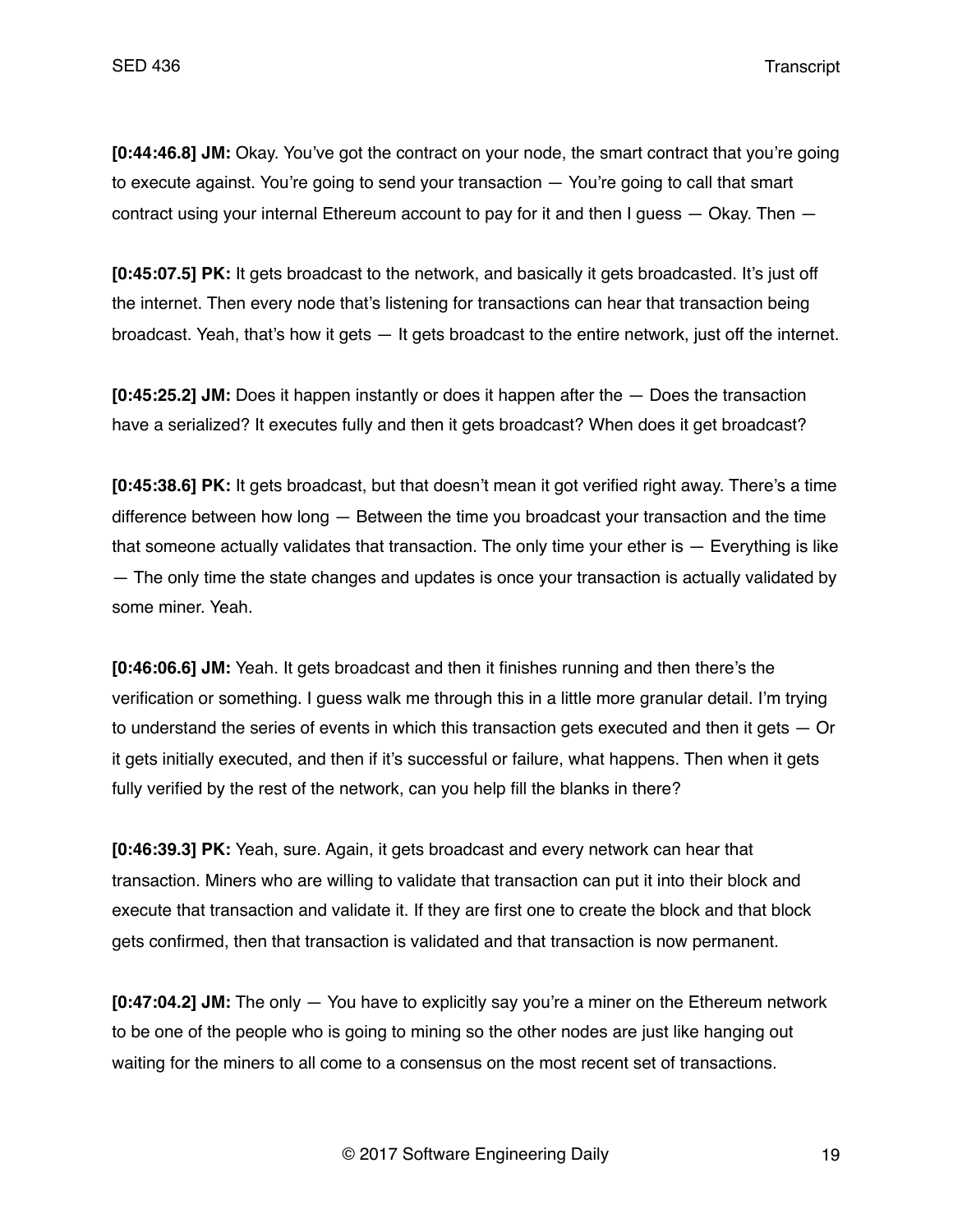**[0:44:46.8] JM:** Okay. You've got the contract on your node, the smart contract that you're going to execute against. You're going to send your transaction — You're going to call that smart contract using your internal Ethereum account to pay for it and then I guess — Okay. Then —

**[0:45:07.5] PK:** It gets broadcast to the network, and basically it gets broadcasted. It's just off the internet. Then every node that's listening for transactions can hear that transaction being broadcast. Yeah, that's how it gets — It gets broadcast to the entire network, just off the internet.

**[0:45:25.2] JM:** Does it happen instantly or does it happen after the — Does the transaction have a serialized? It executes fully and then it gets broadcast? When does it get broadcast?

**[0:45:38.6] PK:** It gets broadcast, but that doesn't mean it got verified right away. There's a time difference between how long — Between the time you broadcast your transaction and the time that someone actually validates that transaction. The only time your ether is — Everything is like — The only time the state changes and updates is once your transaction is actually validated by some miner. Yeah.

**[0:46:06.6] JM:** Yeah. It gets broadcast and then it finishes running and then there's the verification or something. I guess walk me through this in a little more granular detail. I'm trying to understand the series of events in which this transaction gets executed and then it gets — Or it gets initially executed, and then if it's successful or failure, what happens. Then when it gets fully verified by the rest of the network, can you help fill the blanks in there?

**[0:46:39.3] PK:** Yeah, sure. Again, it gets broadcast and every network can hear that transaction. Miners who are willing to validate that transaction can put it into their block and execute that transaction and validate it. If they are first one to create the block and that block gets confirmed, then that transaction is validated and that transaction is now permanent.

**[0:47:04.2] JM:** The only — You have to explicitly say you're a miner on the Ethereum network to be one of the people who is going to mining so the other nodes are just like hanging out waiting for the miners to all come to a consensus on the most recent set of transactions.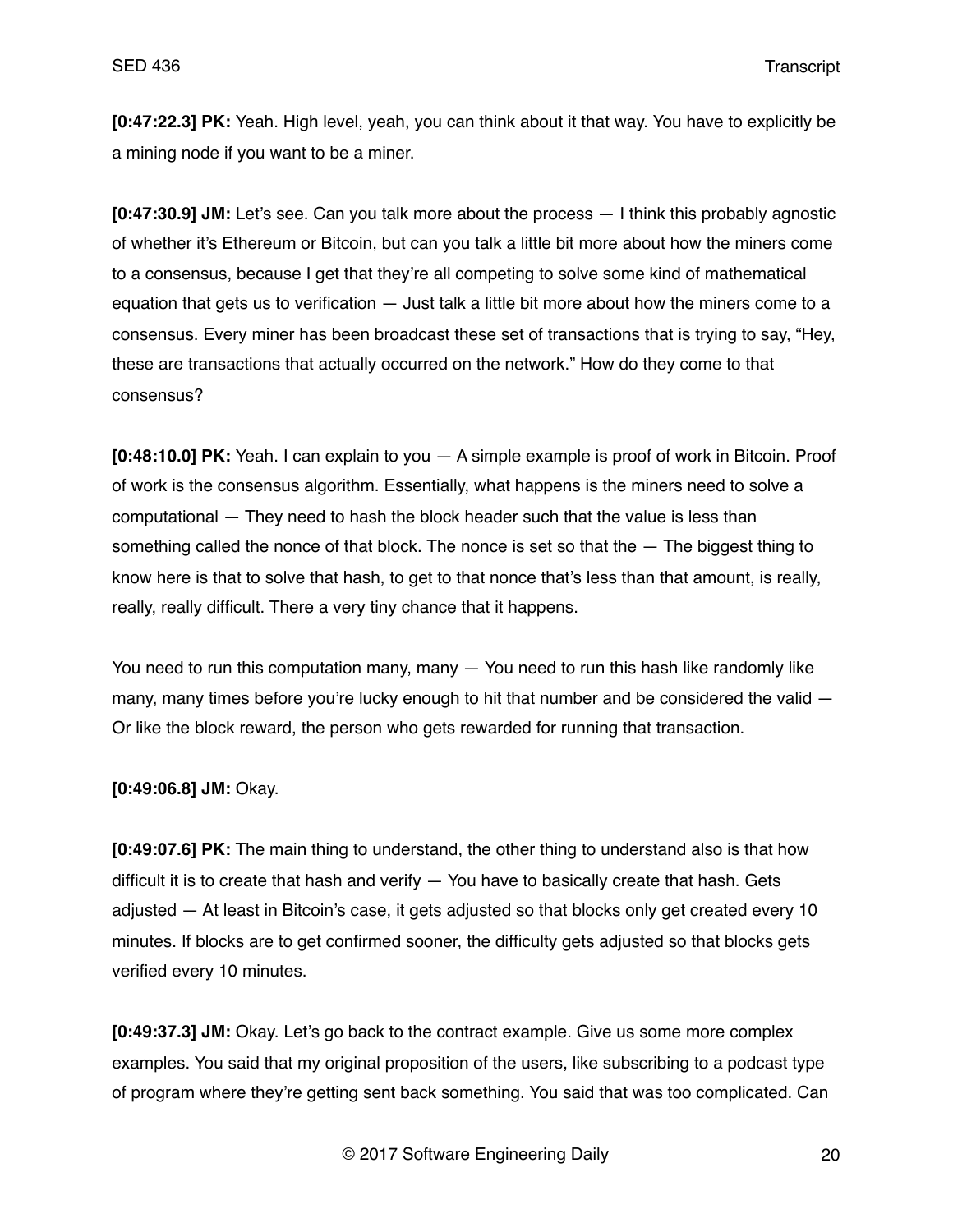**[0:47:22.3] PK:** Yeah. High level, yeah, you can think about it that way. You have to explicitly be a mining node if you want to be a miner.

**[0:47:30.9] JM:** Let's see. Can you talk more about the process — I think this probably agnostic of whether it's Ethereum or Bitcoin, but can you talk a little bit more about how the miners come to a consensus, because I get that they're all competing to solve some kind of mathematical equation that gets us to verification — Just talk a little bit more about how the miners come to a consensus. Every miner has been broadcast these set of transactions that is trying to say, "Hey, these are transactions that actually occurred on the network." How do they come to that consensus?

**[0:48:10.0] PK:** Yeah. I can explain to you — A simple example is proof of work in Bitcoin. Proof of work is the consensus algorithm. Essentially, what happens is the miners need to solve a computational — They need to hash the block header such that the value is less than something called the nonce of that block. The nonce is set so that the — The biggest thing to know here is that to solve that hash, to get to that nonce that's less than that amount, is really, really, really difficult. There a very tiny chance that it happens.

You need to run this computation many, many — You need to run this hash like randomly like many, many times before you're lucky enough to hit that number and be considered the valid — Or like the block reward, the person who gets rewarded for running that transaction.

**[0:49:06.8] JM:** Okay.

**[0:49:07.6] PK:** The main thing to understand, the other thing to understand also is that how difficult it is to create that hash and verify — You have to basically create that hash. Gets adjusted — At least in Bitcoin's case, it gets adjusted so that blocks only get created every 10 minutes. If blocks are to get confirmed sooner, the difficulty gets adjusted so that blocks gets verified every 10 minutes.

**[0:49:37.3] JM:** Okay. Let's go back to the contract example. Give us some more complex examples. You said that my original proposition of the users, like subscribing to a podcast type of program where they're getting sent back something. You said that was too complicated. Can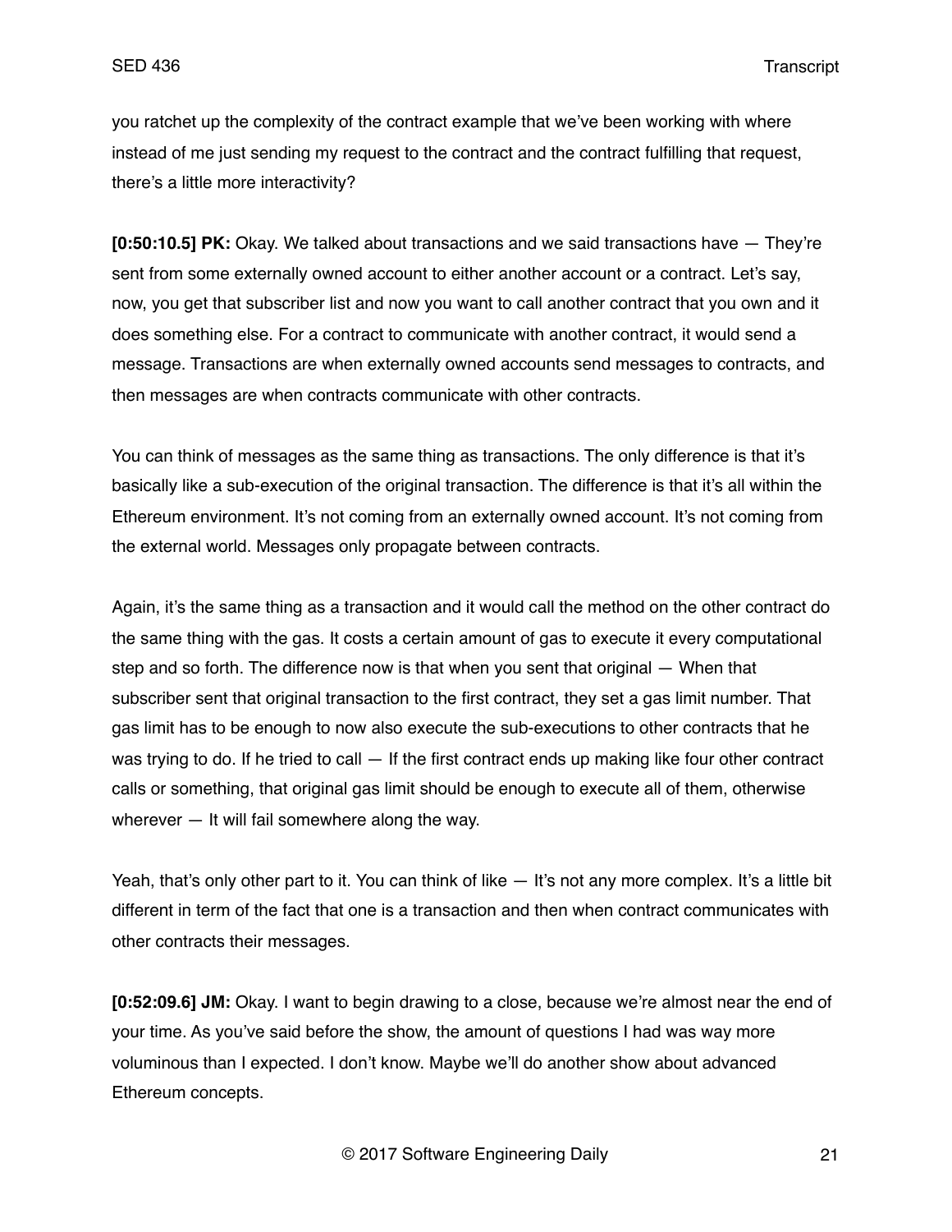you ratchet up the complexity of the contract example that we've been working with where instead of me just sending my request to the contract and the contract fulfilling that request, there's a little more interactivity?

**[0:50:10.5] PK:** Okay. We talked about transactions and we said transactions have — They're sent from some externally owned account to either another account or a contract. Let's say, now, you get that subscriber list and now you want to call another contract that you own and it does something else. For a contract to communicate with another contract, it would send a message. Transactions are when externally owned accounts send messages to contracts, and then messages are when contracts communicate with other contracts.

You can think of messages as the same thing as transactions. The only difference is that it's basically like a sub-execution of the original transaction. The difference is that it's all within the Ethereum environment. It's not coming from an externally owned account. It's not coming from the external world. Messages only propagate between contracts.

Again, it's the same thing as a transaction and it would call the method on the other contract do the same thing with the gas. It costs a certain amount of gas to execute it every computational step and so forth. The difference now is that when you sent that original — When that subscriber sent that original transaction to the first contract, they set a gas limit number. That gas limit has to be enough to now also execute the sub-executions to other contracts that he was trying to do. If he tried to call — If the first contract ends up making like four other contract calls or something, that original gas limit should be enough to execute all of them, otherwise wherever — It will fail somewhere along the way.

Yeah, that's only other part to it. You can think of like — It's not any more complex. It's a little bit different in term of the fact that one is a transaction and then when contract communicates with other contracts their messages.

**[0:52:09.6] JM:** Okay. I want to begin drawing to a close, because we're almost near the end of your time. As you've said before the show, the amount of questions I had was way more voluminous than I expected. I don't know. Maybe we'll do another show about advanced Ethereum concepts.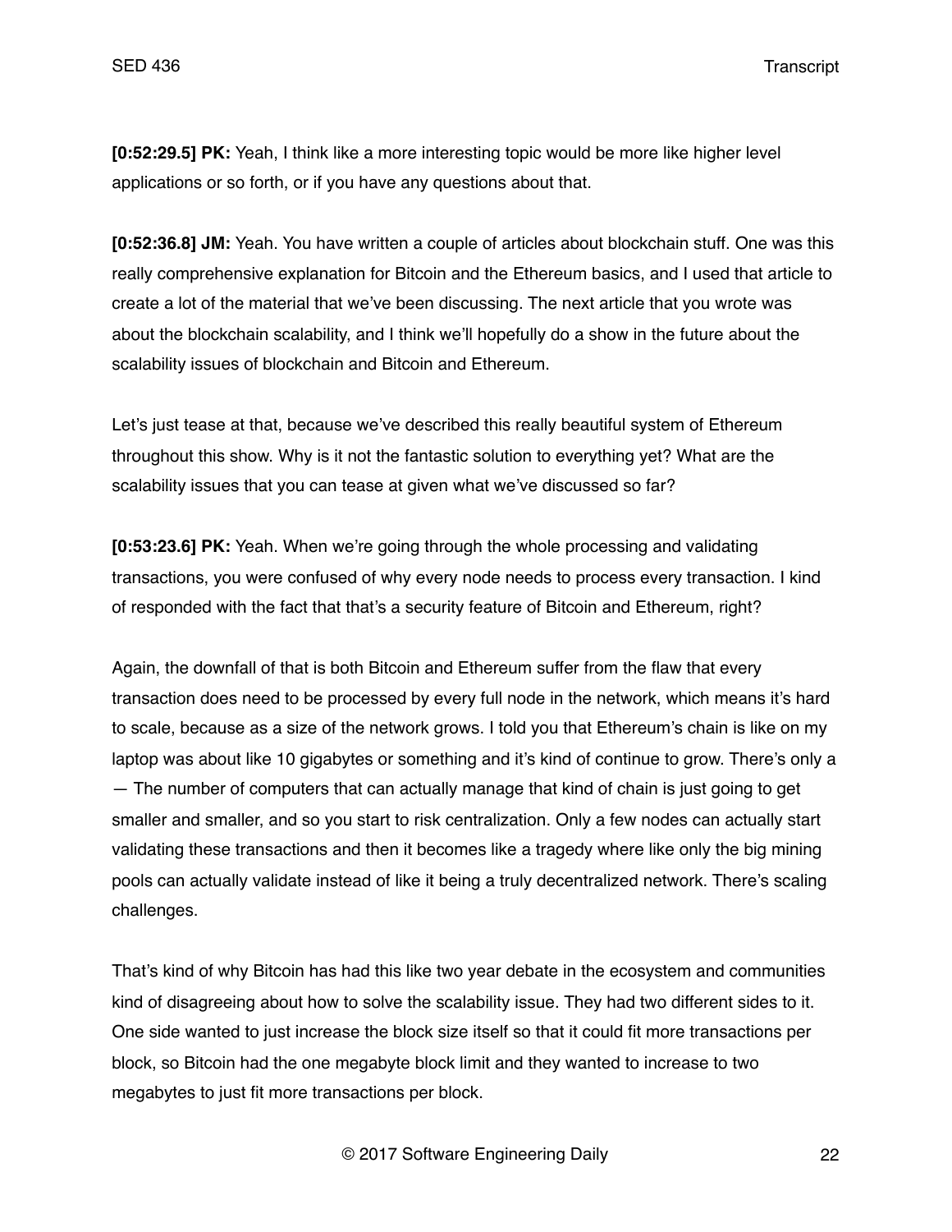**[0:52:29.5] PK:** Yeah, I think like a more interesting topic would be more like higher level applications or so forth, or if you have any questions about that.

**[0:52:36.8] JM:** Yeah. You have written a couple of articles about blockchain stuff. One was this really comprehensive explanation for Bitcoin and the Ethereum basics, and I used that article to create a lot of the material that we've been discussing. The next article that you wrote was about the blockchain scalability, and I think we'll hopefully do a show in the future about the scalability issues of blockchain and Bitcoin and Ethereum.

Let's just tease at that, because we've described this really beautiful system of Ethereum throughout this show. Why is it not the fantastic solution to everything yet? What are the scalability issues that you can tease at given what we've discussed so far?

**[0:53:23.6] PK:** Yeah. When we're going through the whole processing and validating transactions, you were confused of why every node needs to process every transaction. I kind of responded with the fact that that's a security feature of Bitcoin and Ethereum, right?

Again, the downfall of that is both Bitcoin and Ethereum suffer from the flaw that every transaction does need to be processed by every full node in the network, which means it's hard to scale, because as a size of the network grows. I told you that Ethereum's chain is like on my laptop was about like 10 gigabytes or something and it's kind of continue to grow. There's only a — The number of computers that can actually manage that kind of chain is just going to get smaller and smaller, and so you start to risk centralization. Only a few nodes can actually start validating these transactions and then it becomes like a tragedy where like only the big mining pools can actually validate instead of like it being a truly decentralized network. There's scaling challenges.

That's kind of why Bitcoin has had this like two year debate in the ecosystem and communities kind of disagreeing about how to solve the scalability issue. They had two different sides to it. One side wanted to just increase the block size itself so that it could fit more transactions per block, so Bitcoin had the one megabyte block limit and they wanted to increase to two megabytes to just fit more transactions per block.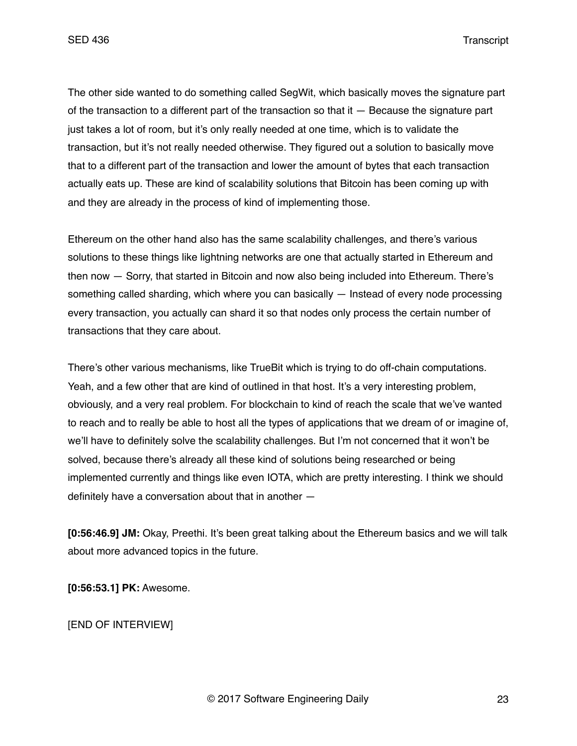The other side wanted to do something called SegWit, which basically moves the signature part of the transaction to a different part of the transaction so that it — Because the signature part just takes a lot of room, but it's only really needed at one time, which is to validate the transaction, but it's not really needed otherwise. They figured out a solution to basically move that to a different part of the transaction and lower the amount of bytes that each transaction actually eats up. These are kind of scalability solutions that Bitcoin has been coming up with and they are already in the process of kind of implementing those.

Ethereum on the other hand also has the same scalability challenges, and there's various solutions to these things like lightning networks are one that actually started in Ethereum and then now — Sorry, that started in Bitcoin and now also being included into Ethereum. There's something called sharding, which where you can basically — Instead of every node processing every transaction, you actually can shard it so that nodes only process the certain number of transactions that they care about.

There's other various mechanisms, like TrueBit which is trying to do off-chain computations. Yeah, and a few other that are kind of outlined in that host. It's a very interesting problem, obviously, and a very real problem. For blockchain to kind of reach the scale that we've wanted to reach and to really be able to host all the types of applications that we dream of or imagine of, we'll have to definitely solve the scalability challenges. But I'm not concerned that it won't be solved, because there's already all these kind of solutions being researched or being implemented currently and things like even IOTA, which are pretty interesting. I think we should definitely have a conversation about that in another —

**[0:56:46.9] JM:** Okay, Preethi. It's been great talking about the Ethereum basics and we will talk about more advanced topics in the future.

**[0:56:53.1] PK:** Awesome.

[END OF INTERVIEW]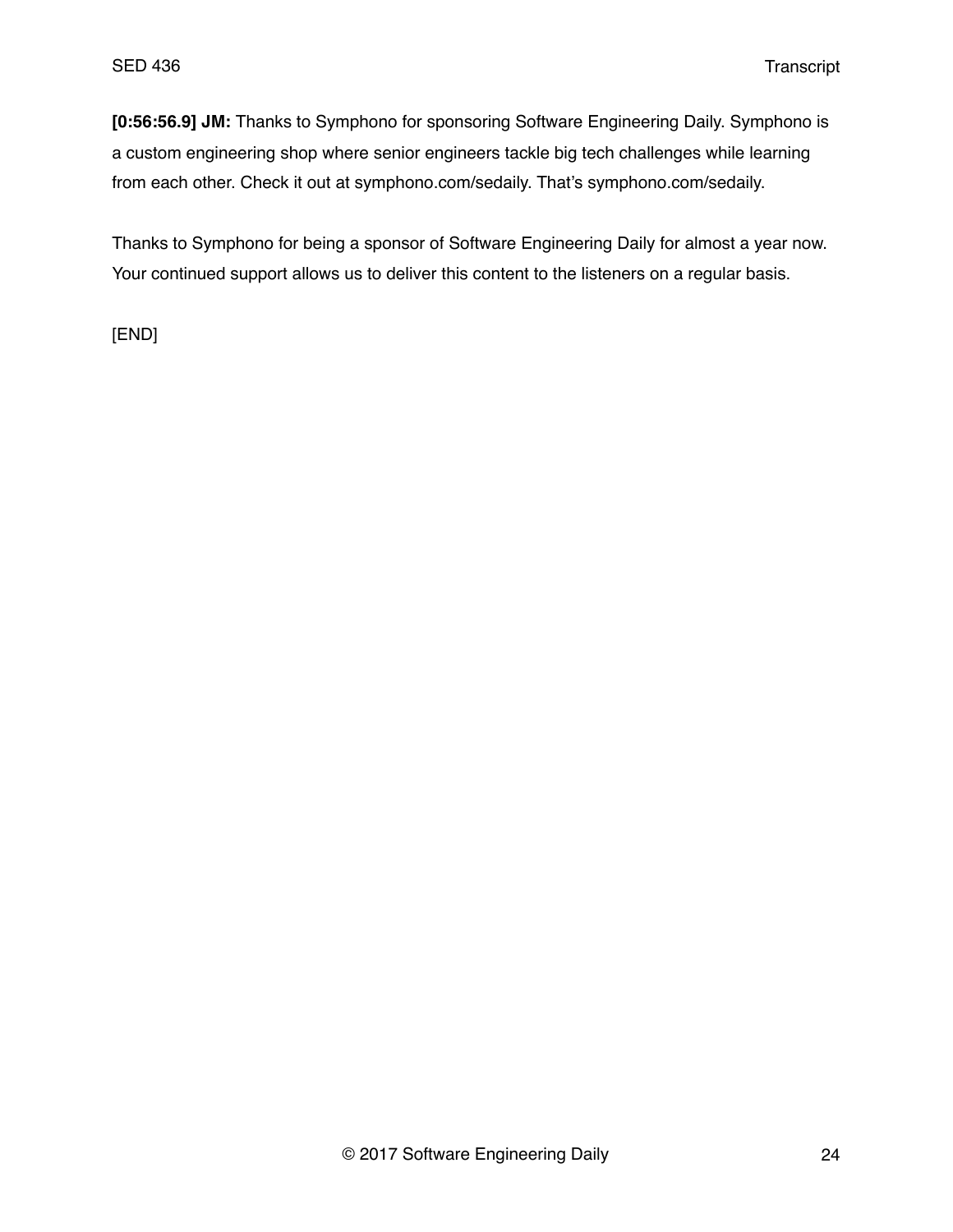**[0:56:56.9] JM:** Thanks to Symphono for sponsoring Software Engineering Daily. Symphono is a custom engineering shop where senior engineers tackle big tech challenges while learning from each other. Check it out at symphono.com/sedaily. That's symphono.com/sedaily.

Thanks to Symphono for being a sponsor of Software Engineering Daily for almost a year now. Your continued support allows us to deliver this content to the listeners on a regular basis.

[END]